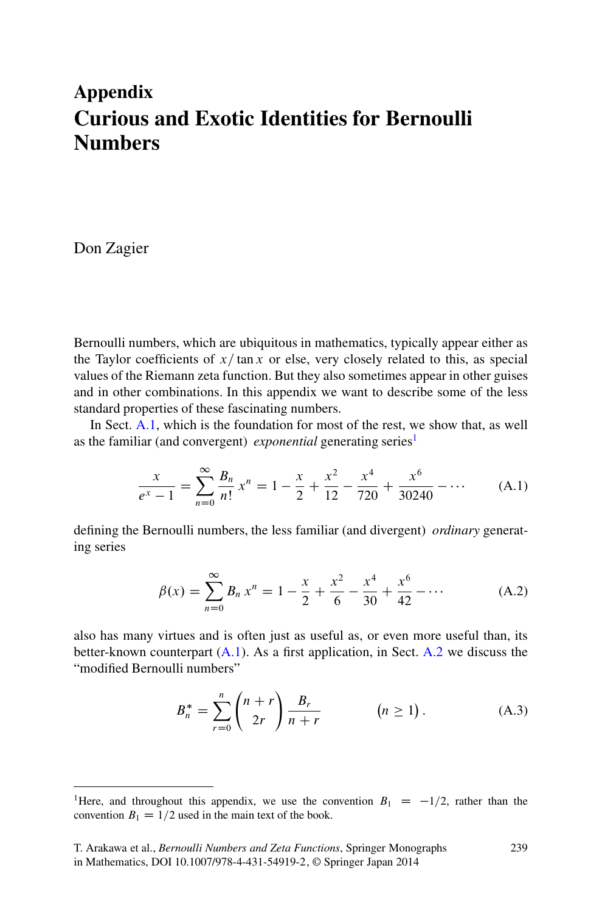# Appendix

# Curious and Exotic Identities for Bernoulli Numbers

Don Zagier

Bernoulli numbers, which are ubiquitous in mathematics, typically appear either as the Taylor coefficients of $x/\tan x$ or else, very closely related to this, as special values of the Riemann zeta function. But they also sometimes appear in other guises and in other combinations. In this appendix we want to describe some of the less standard properties of these fascinating numbers.

In Sect. A.1, which is the foundation for most of the rest, we show that, as well as the familiar (and convergent) *exponential* generating series[1]

$$\frac{x}{e^x - 1} = \sum_{n=0}^{\infty} \frac{B_n}{n!}\, x^n = 1 - \frac{x}{2} + \frac{x^2}{12} - \frac{x^4}{720} + \frac{x^6}{30240} - \cdots \tag{A.1}$$

defining the Bernoulli numbers, the less familiar (and divergent) *ordinary* generating series

$$\beta(x) = \sum_{n=0}^{\infty} B_n\, x^n = 1 - \frac{x}{2} + \frac{x^2}{6} - \frac{x^4}{30} + \frac{x^6}{42} - \cdots \tag{A.2}$$

also has many virtues and is often just as useful as, or even more useful than, its better-known counterpart (A.1). As a first application, in Sect. A.2 we discuss the "modified Bernoulli numbers"

$$B_n^* = \sum_{r=0}^{n} \binom{n+r}{2r} \frac{B_r}{n+r} \qquad \big(n \geq 1\big)\,. \tag{A.3}$$

[1] Here, and throughout this appendix, we use the convention $B_1 = -1/2$, rather than the convention $B_1 = 1/2$ used in the main text of the book.

T. Arakawa et al., *Bernoulli Numbers and Zeta Functions*, Springer Monographs in Mathematics, DOI 10.1007/978-4-431-54919-2, © Springer Japan 2014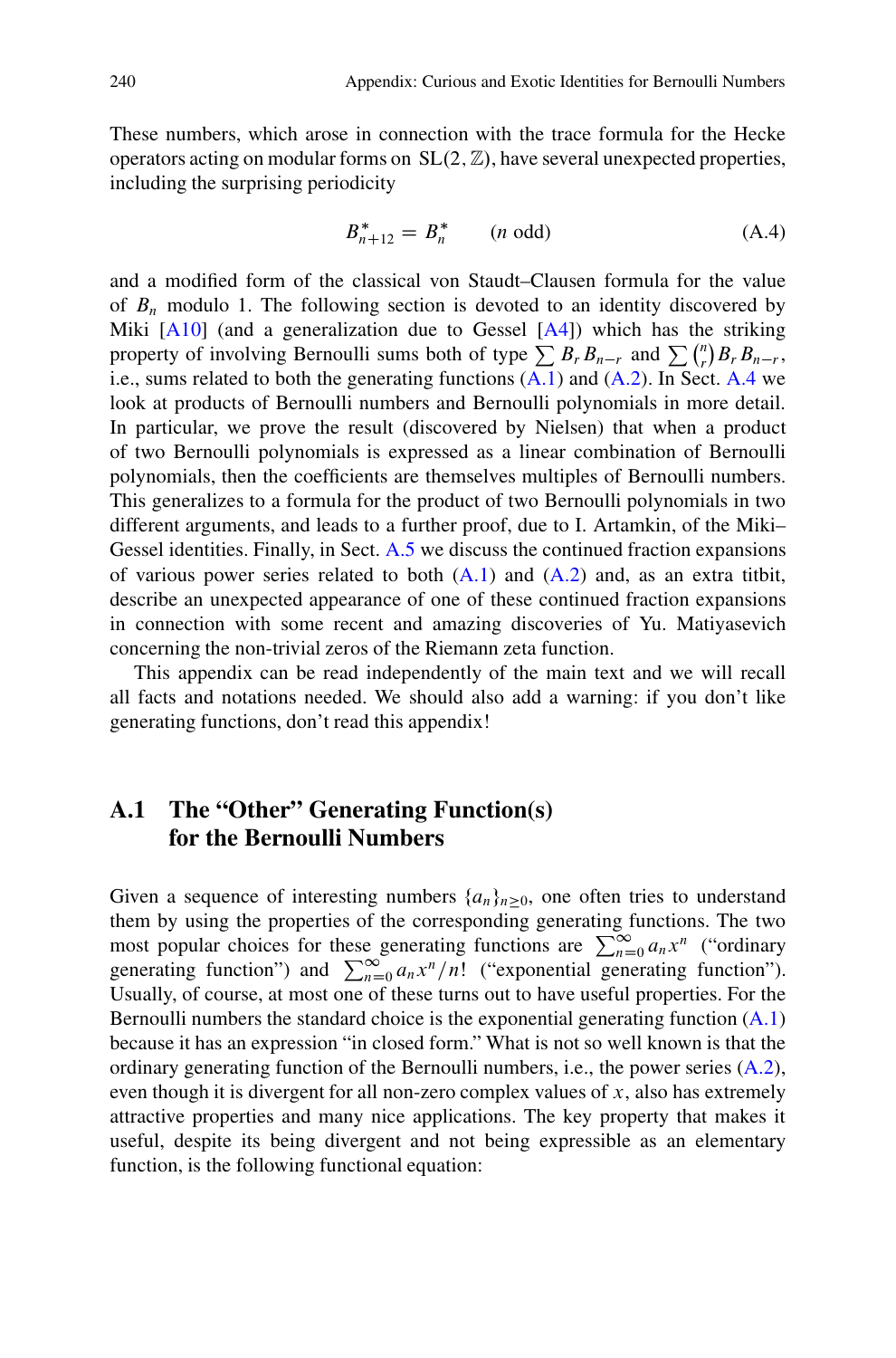These numbers, which arose in connection with the trace formula for the Hecke operators acting on modular forms on $\mathrm{SL}(2, \mathbb{Z})$, have several unexpected properties, including the surprising periodicity

$$B^*_{n+12} = B^*_n \qquad (n \text{ odd}) \tag{A.4}$$

and a modified form of the classical von Staudt–Clausen formula for the value of $B_n$ modulo 1. The following section is devoted to an identity discovered by Miki [A10] (and a generalization due to Gessel [A4]) which has the striking property of involving Bernoulli sums both of type $\sum B_r B_{n-r}$ and $\sum \binom{n}{r} B_r B_{n-r}$, i.e., sums related to both the generating functions (A.1) and (A.2). In Sect. A.4 we look at products of Bernoulli numbers and Bernoulli polynomials in more detail. In particular, we prove the result (discovered by Nielsen) that when a product of two Bernoulli polynomials is expressed as a linear combination of Bernoulli polynomials, then the coefficients are themselves multiples of Bernoulli numbers. This generalizes to a formula for the product of two Bernoulli polynomials in two different arguments, and leads to a further proof, due to I. Artamkin, of the Miki–Gessel identities. Finally, in Sect. A.5 we discuss the continued fraction expansions of various power series related to both (A.1) and (A.2) and, as an extra titbit, describe an unexpected appearance of one of these continued fraction expansions in connection with some recent and amazing discoveries of Yu. Matiyasevich concerning the non-trivial zeros of the Riemann zeta function.

This appendix can be read independently of the main text and we will recall all facts and notations needed. We should also add a warning: if you don't like generating functions, don't read this appendix!

## A.1 The "Other" Generating Function(s) for the Bernoulli Numbers

Given a sequence of interesting numbers $\{a_n\}_{n\geq 0}$, one often tries to understand them by using the properties of the corresponding generating functions. The two most popular choices for these generating functions are $\sum_{n=0}^{\infty} a_n x^n$ ("ordinary generating function") and $\sum_{n=0}^{\infty} a_n x^n/n!$ ("exponential generating function"). Usually, of course, at most one of these turns out to have useful properties. For the Bernoulli numbers the standard choice is the exponential generating function (A.1) because it has an expression "in closed form." What is not so well known is that the ordinary generating function of the Bernoulli numbers, i.e., the power series (A.2), even though it is divergent for all non-zero complex values of $x$, also has extremely attractive properties and many nice applications. The key property that makes it useful, despite its being divergent and not being expressible as an elementary function, is the following functional equation: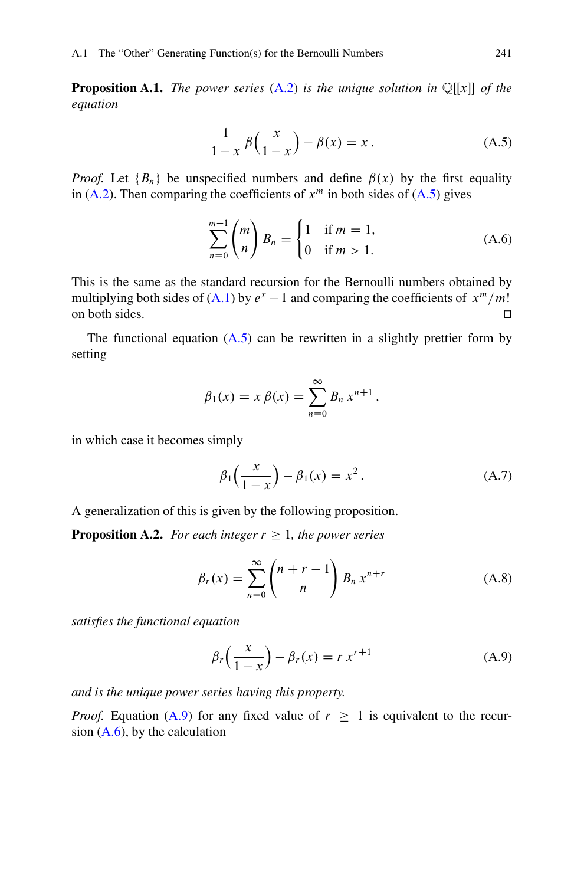**Proposition A.1.** *The power series* (A.2) *is the unique solution in* $\mathbb{Q}[[x]]$ *of the equation*

$$\frac{1}{1-x}\,\beta\Big(\frac{x}{1-x}\Big) - \beta(x) = x\,. \tag{A.5}$$

*Proof.* Let $\{B_n\}$ be unspecified numbers and define $\beta(x)$ by the first equality in (A.2). Then comparing the coefficients of $x^m$ in both sides of (A.5) gives

$$\sum_{n=0}^{m-1} \binom{m}{n} B_n = \begin{cases} 1 & \text{if } m = 1, \\ 0 & \text{if } m > 1. \end{cases} \tag{A.6}$$

This is the same as the standard recursion for the Bernoulli numbers obtained by multiplying both sides of (A.1) by $e^x - 1$ and comparing the coefficients of $x^m/m!$ on both sides. □

The functional equation (A.5) can be rewritten in a slightly prettier form by setting

$$\beta_1(x) = x\,\beta(x) = \sum_{n=0}^{\infty} B_n\, x^{n+1}\,,$$

in which case it becomes simply

$$\beta_1\Big(\frac{x}{1-x}\Big) - \beta_1(x) = x^2\,. \tag{A.7}$$

A generalization of this is given by the following proposition.

**Proposition A.2.** *For each integer $r \geq 1$, the power series*

$$\beta_r(x) = \sum_{n=0}^{\infty} \binom{n+r-1}{n} B_n\, x^{n+r} \tag{A.8}$$

*satisfies the functional equation*

$$\beta_r\Big(\frac{x}{1-x}\Big) - \beta_r(x) = r\, x^{r+1} \tag{A.9}$$

*and is the unique power series having this property.*

*Proof.* Equation (A.9) for any fixed value of $r \geq 1$ is equivalent to the recursion (A.6), by the calculation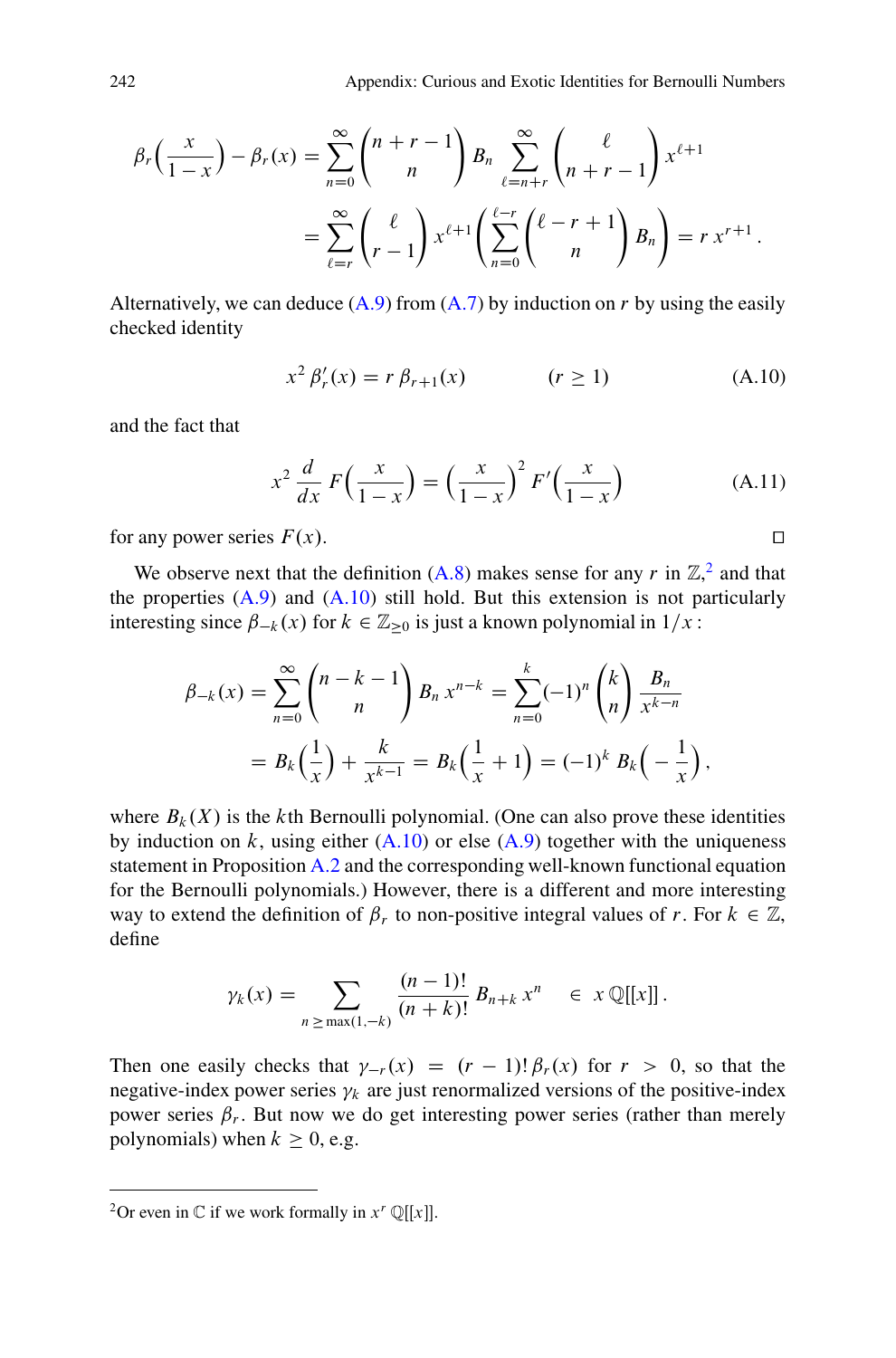$$\beta_r\Big(\frac{x}{1-x}\Big) - \beta_r(x) = \sum_{n=0}^{\infty} \binom{n+r-1}{n} B_n \sum_{\ell=n+r}^{\infty} \binom{\ell}{n+r-1} x^{\ell+1}$$

$$= \sum_{\ell=r}^{\infty} \binom{\ell}{r-1} x^{\ell+1} \Bigg( \sum_{n=0}^{\ell-r} \binom{\ell-r+1}{n} B_n \Bigg) = r\, x^{r+1}\,.$$

Alternatively, we can deduce (A.9) from (A.7) by induction on $r$ by using the easily checked identity

$$x^2\, \beta_r'(x) = r\, \beta_{r+1}(x) \qquad\qquad (r \geq 1) \tag{A.10}$$

and the fact that

$$x^2\, \frac{d}{dx}\, F\Big(\frac{x}{1-x}\Big) = \Big(\frac{x}{1-x}\Big)^2\, F'\Big(\frac{x}{1-x}\Big) \tag{A.11}$$

for any power series $F(x)$. $\square$

We observe next that the definition (A.8) makes sense for any $r$ in $\mathbb{Z}$,[2] and that the properties (A.9) and (A.10) still hold. But this extension is not particularly interesting since $\beta_{-k}(x)$ for $k \in \mathbb{Z}_{\geq 0}$ is just a known polynomial in $1/x$ :

$$\beta_{-k}(x) = \sum_{n=0}^{\infty} \binom{n-k-1}{n} B_n\, x^{n-k} = \sum_{n=0}^{k} (-1)^n \binom{k}{n} \frac{B_n}{x^{k-n}}$$

$$= B_k\Big(\frac{1}{x}\Big) + \frac{k}{x^{k-1}} = B_k\Big(\frac{1}{x} + 1\Big) = (-1)^k\, B_k\Big(-\frac{1}{x}\Big)\,,$$

where $B_k(X)$ is the $k$th Bernoulli polynomial. (One can also prove these identities by induction on $k$, using either (A.10) or else (A.9) together with the uniqueness statement in Proposition A.2 and the corresponding well-known functional equation for the Bernoulli polynomials.) However, there is a different and more interesting way to extend the definition of $\beta_r$ to non-positive integral values of $r$. For $k \in \mathbb{Z}$, define

$$\gamma_k(x) = \sum_{n \geq \max(1,-k)} \frac{(n-1)!}{(n+k)!}\, B_{n+k}\, x^n \quad \in\; x\,\mathbb{Q}[[x]]\,.$$

Then one easily checks that $\gamma_{-r}(x) = (r-1)!\, \beta_r(x)$ for $r > 0$, so that the negative-index power series $\gamma_k$ are just renormalized versions of the positive-index power series $\beta_r$. But now we do get interesting power series (rather than merely polynomials) when $k \geq 0$, e.g.

---

[2] Or even in $\mathbb{C}$ if we work formally in $x^r\, \mathbb{Q}[[x]]$.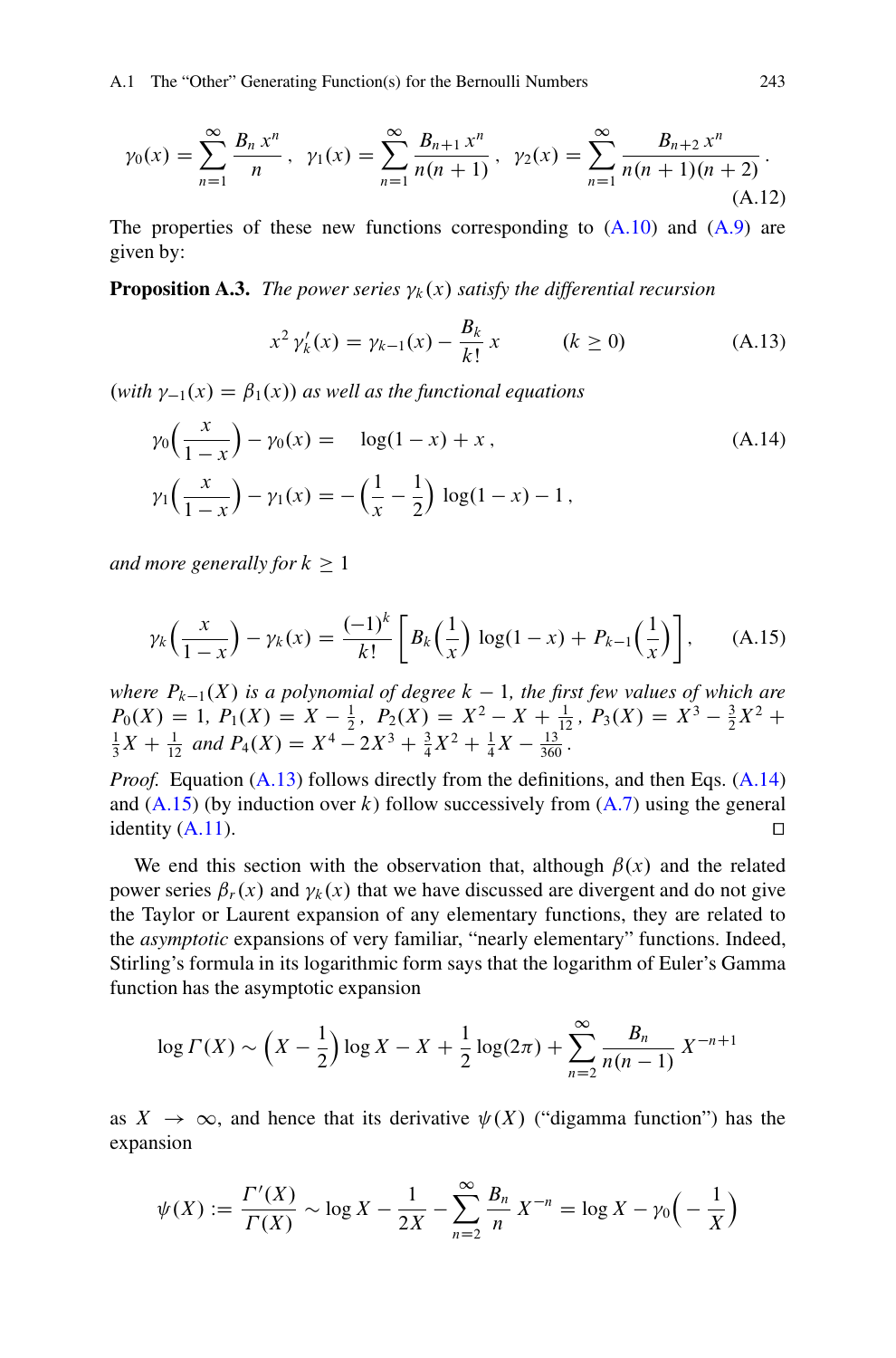$$\gamma_0(x) = \sum_{n=1}^{\infty} \frac{B_n\, x^n}{n}\,, \quad \gamma_1(x) = \sum_{n=1}^{\infty} \frac{B_{n+1}\, x^n}{n(n+1)}\,, \quad \gamma_2(x) = \sum_{n=1}^{\infty} \frac{B_{n+2}\, x^n}{n(n+1)(n+2)}\,. \tag{A.12}$$

The properties of these new functions corresponding to (A.10) and (A.9) are given by:

**Proposition A.3.** *The power series $\gamma_k(x)$ satisfy the differential recursion*

$$x^2\,\gamma_k'(x) = \gamma_{k-1}(x) - \frac{B_k}{k!}\,x \qquad (k \geq 0) \tag{A.13}$$

(*with $\gamma_{-1}(x) = \beta_1(x)$*) *as well as the functional equations*

$$\begin{aligned} \gamma_0\Big(\frac{x}{1-x}\Big) - \gamma_0(x) &= \quad \log(1-x) + x\,, \\ \gamma_1\Big(\frac{x}{1-x}\Big) - \gamma_1(x) &= -\Big(\frac{1}{x} - \frac{1}{2}\Big)\,\log(1-x) - 1\,, \end{aligned} \tag{A.14}$$

*and more generally for $k \geq 1$*

$$\gamma_k\Big(\frac{x}{1-x}\Big) - \gamma_k(x) = \frac{(-1)^k}{k!}\left[B_k\Big(\frac{1}{x}\Big)\,\log(1-x) + P_{k-1}\Big(\frac{1}{x}\Big)\right], \tag{A.15}$$

*where $P_{k-1}(X)$ is a polynomial of degree $k-1$, the first few values of which are $P_0(X) = 1$, $P_1(X) = X - \frac{1}{2}$, $P_2(X) = X^2 - X + \frac{1}{12}$, $P_3(X) = X^3 - \frac{3}{2}X^2 + \frac{1}{3}X + \frac{1}{12}$ and $P_4(X) = X^4 - 2X^3 + \frac{3}{4}X^2 + \frac{1}{4}X - \frac{13}{360}$.*

*Proof.* Equation (A.13) follows directly from the definitions, and then Eqs. (A.14) and (A.15) (by induction over $k$) follow successively from (A.7) using the general identity (A.11). □

We end this section with the observation that, although $\beta(x)$ and the related power series $\beta_r(x)$ and $\gamma_k(x)$ that we have discussed are divergent and do not give the Taylor or Laurent expansion of any elementary functions, they are related to the *asymptotic* expansions of very familiar, "nearly elementary" functions. Indeed, Stirling's formula in its logarithmic form says that the logarithm of Euler's Gamma function has the asymptotic expansion

$$\log \Gamma(X) \sim \Big(X - \frac{1}{2}\Big)\log X - X + \frac{1}{2}\log(2\pi) + \sum_{n=2}^{\infty} \frac{B_n}{n(n-1)}\, X^{-n+1}$$

as $X \to \infty$, and hence that its derivative $\psi(X)$ ("digamma function") has the expansion

$$\psi(X) := \frac{\Gamma'(X)}{\Gamma(X)} \sim \log X - \frac{1}{2X} - \sum_{n=2}^{\infty} \frac{B_n}{n}\, X^{-n} = \log X - \gamma_0\Big(-\frac{1}{X}\Big)$$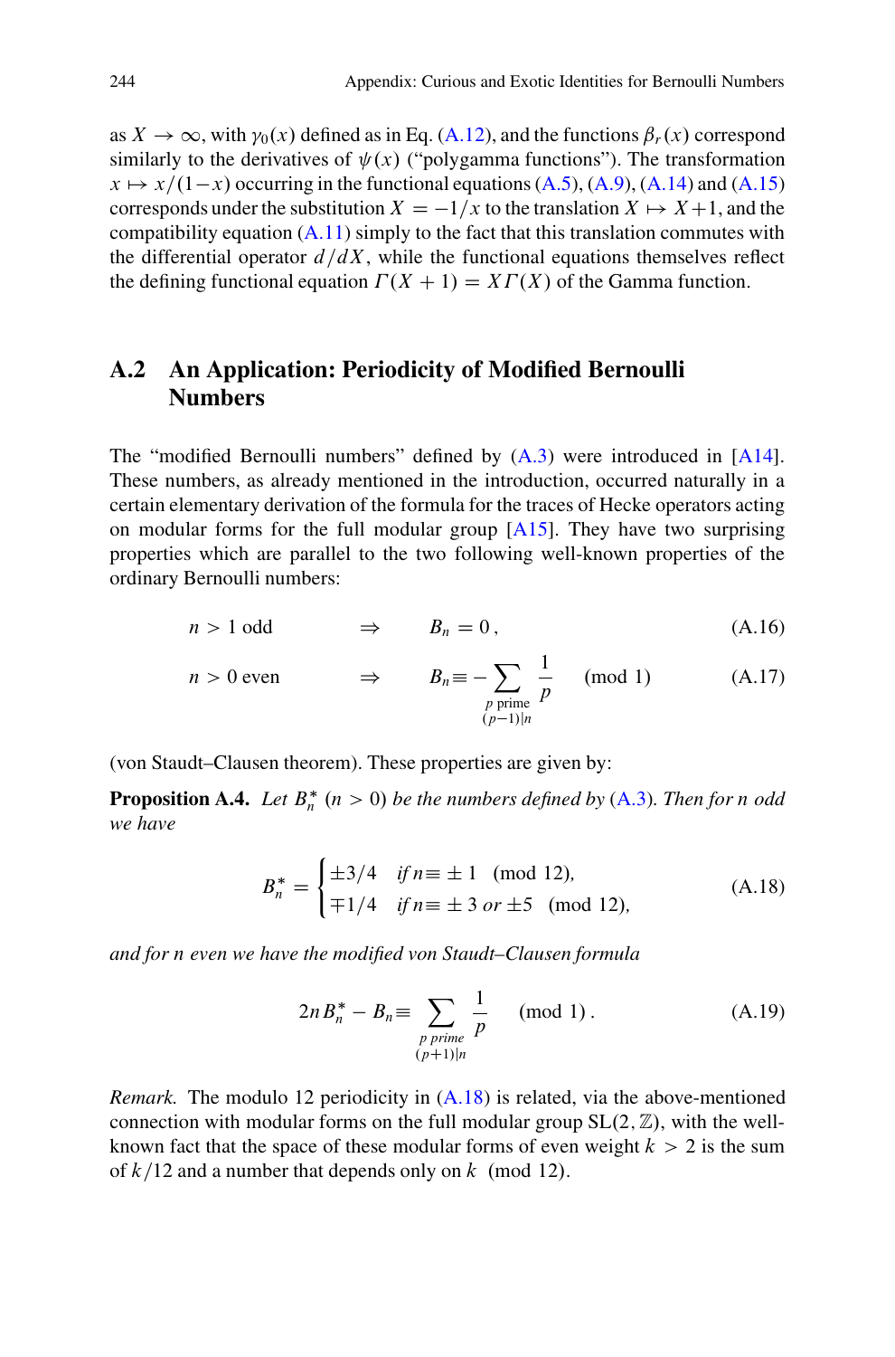as $X \to \infty$, with $\gamma_0(x)$ defined as in Eq. (A.12), and the functions $\beta_r(x)$ correspond similarly to the derivatives of $\psi(x)$ ("polygamma functions"). The transformation $x \mapsto x/(1-x)$ occurring in the functional equations (A.5), (A.9), (A.14) and (A.15) corresponds under the substitution $X = -1/x$ to the translation $X \mapsto X+1$, and the compatibility equation (A.11) simply to the fact that this translation commutes with the differential operator $d/dX$, while the functional equations themselves reflect the defining functional equation $\Gamma(X+1) = X\Gamma(X)$ of the Gamma function.

## A.2 An Application: Periodicity of Modified Bernoulli Numbers

The "modified Bernoulli numbers" defined by (A.3) were introduced in [A14]. These numbers, as already mentioned in the introduction, occurred naturally in a certain elementary derivation of the formula for the traces of Hecke operators acting on modular forms for the full modular group [A15]. They have two surprising properties which are parallel to the two following well-known properties of the ordinary Bernoulli numbers:

$$n > 1 \text{ odd} \qquad \Rightarrow \qquad B_n = 0\,, \tag{A.16}$$

$$n > 0 \text{ even} \qquad \Rightarrow \qquad B_n \equiv -\sum_{\substack{p \text{ prime} \\ (p-1)|n}} \frac{1}{p} \pmod 1 \tag{A.17}$$

(von Staudt–Clausen theorem). These properties are given by:

**Proposition A.4.** *Let $B_n^*$ $(n > 0)$ be the numbers defined by (A.3). Then for $n$ odd we have*

$$B_n^* = \begin{cases} \pm 3/4 & \text{if } n \equiv \pm 1 \pmod{12}, \\ \mp 1/4 & \text{if } n \equiv \pm 3 \text{ or } \pm 5 \pmod{12}, \end{cases} \tag{A.18}$$

*and for $n$ even we have the modified von Staudt–Clausen formula*

$$2n\,B_n^* - B_n \equiv \sum_{\substack{p \text{ prime} \\ (p+1)|n}} \frac{1}{p} \pmod 1\,. \tag{A.19}$$

*Remark.* The modulo 12 periodicity in (A.18) is related, via the above-mentioned connection with modular forms on the full modular group $\mathrm{SL}(2,\mathbb{Z})$, with the well-known fact that the space of these modular forms of even weight $k > 2$ is the sum of $k/12$ and a number that depends only on $k \pmod{12}$.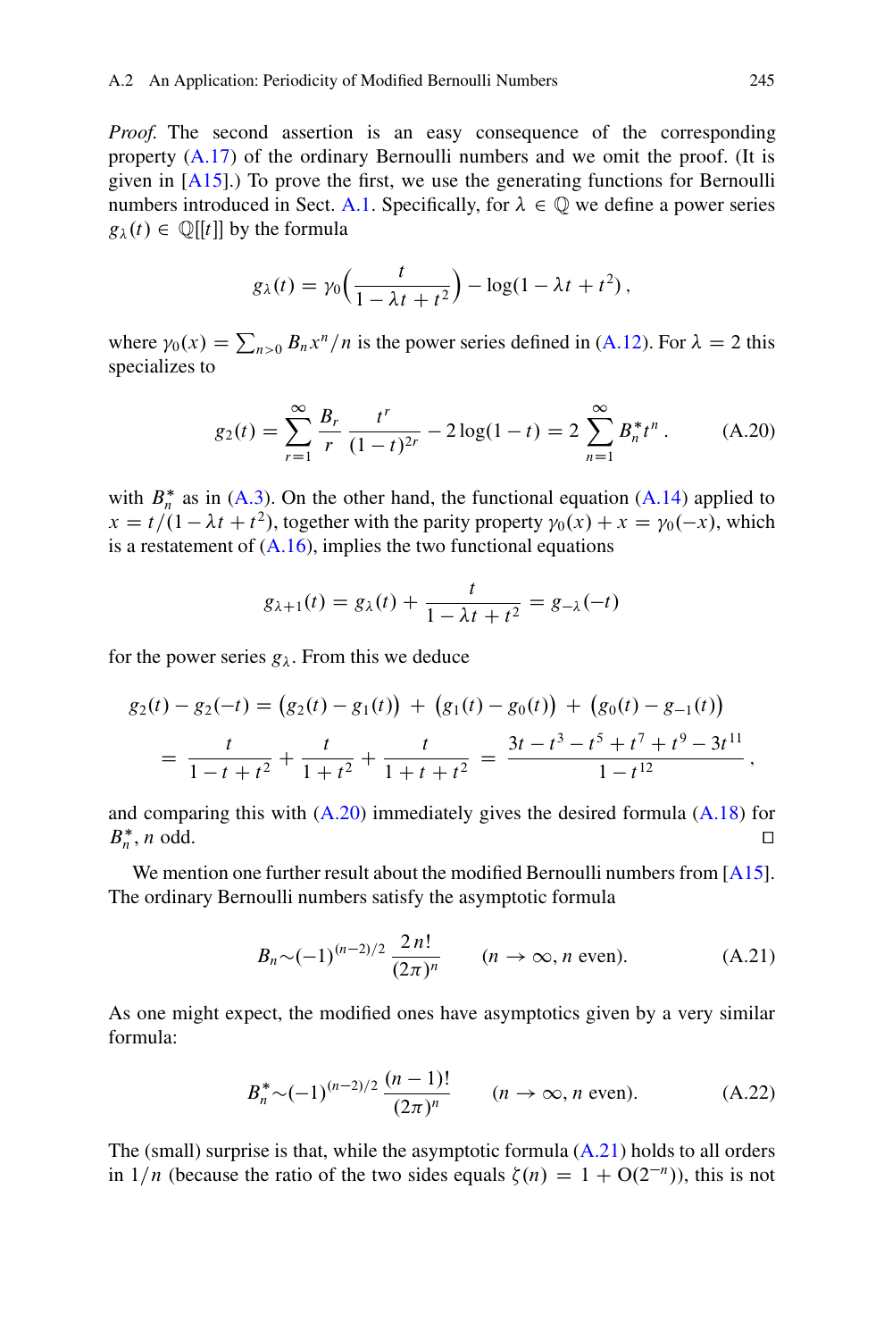*Proof.* The second assertion is an easy consequence of the corresponding property (A.17) of the ordinary Bernoulli numbers and we omit the proof. (It is given in [A15].) To prove the first, we use the generating functions for Bernoulli numbers introduced in Sect. A.1. Specifically, for $\lambda \in \mathbb{Q}$ we define a power series $g_\lambda(t) \in \mathbb{Q}[[t]]$ by the formula

$$g_\lambda(t) = \gamma_0\Big(\frac{t}{1-\lambda t + t^2}\Big) - \log(1-\lambda t + t^2)\,,$$

where $\gamma_0(x) = \sum_{n>0} B_n x^n/n$ is the power series defined in (A.12). For $\lambda = 2$ this specializes to

$$g_2(t) = \sum_{r=1}^{\infty} \frac{B_r}{r}\,\frac{t^r}{(1-t)^{2r}} - 2\log(1-t) = 2\sum_{n=1}^{\infty} B_n^* t^n\,. \tag{A.20}$$

with $B_n^*$ as in (A.3). On the other hand, the functional equation (A.14) applied to $x = t/(1-\lambda t + t^2)$, together with the parity property $\gamma_0(x) + x = \gamma_0(-x)$, which is a restatement of (A.16), implies the two functional equations

$$g_{\lambda+1}(t) = g_\lambda(t) + \frac{t}{1-\lambda t + t^2} = g_{-\lambda}(-t)$$

for the power series $g_\lambda$. From this we deduce

$$\begin{aligned} g_2(t) - g_2(-t) &= \big(g_2(t) - g_1(t)\big) \;+\; \big(g_1(t) - g_0(t)\big) \;+\; \big(g_0(t) - g_{-1}(t)\big) \\ &= \frac{t}{1-t+t^2} + \frac{t}{1+t^2} + \frac{t}{1+t+t^2} \;=\; \frac{3t - t^3 - t^5 + t^7 + t^9 - 3t^{11}}{1-t^{12}}\,, \end{aligned}$$

and comparing this with (A.20) immediately gives the desired formula (A.18) for $B_n^*$, $n$ odd. $\square$

We mention one further result about the modified Bernoulli numbers from [A15]. The ordinary Bernoulli numbers satisfy the asymptotic formula

$$B_n \sim (-1)^{(n-2)/2}\,\frac{2\,n!}{(2\pi)^n} \qquad (n\to\infty,\ n \text{ even}). \tag{A.21}$$

As one might expect, the modified ones have asymptotics given by a very similar formula:

$$B_n^* \sim (-1)^{(n-2)/2}\,\frac{(n-1)!}{(2\pi)^n} \qquad (n\to\infty,\ n \text{ even}). \tag{A.22}$$

The (small) surprise is that, while the asymptotic formula (A.21) holds to all orders in $1/n$ (because the ratio of the two sides equals $\zeta(n) = 1 + \mathrm{O}(2^{-n})$), this is not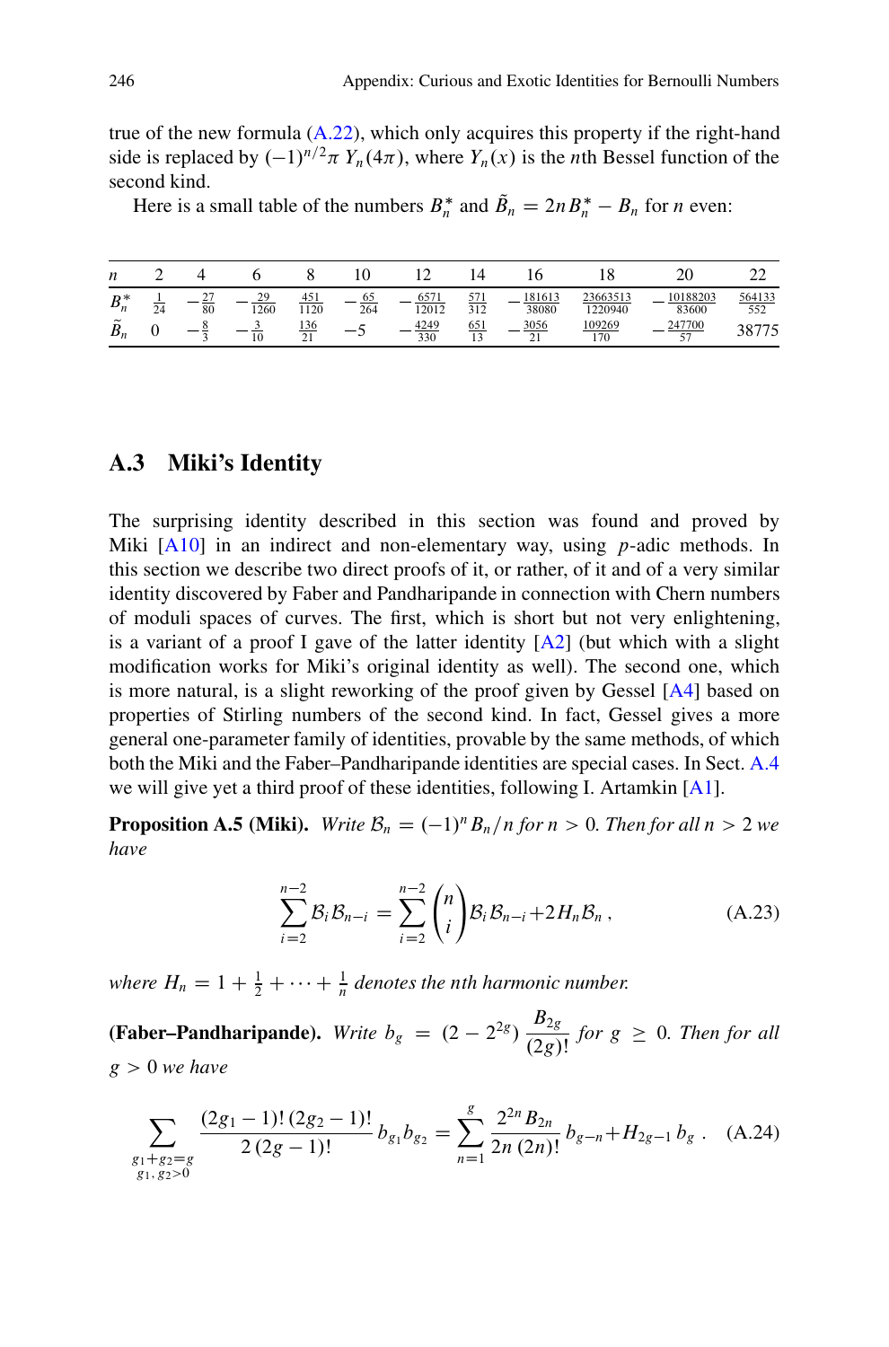true of the new formula (A.22), which only acquires this property if the right-hand side is replaced by $(-1)^{n/2}\pi\, Y_n(4\pi)$, where $Y_n(x)$ is the $n$th Bessel function of the second kind.

Here is a small table of the numbers $B_n^*$ and $\tilde{B}_n = 2nB_n^* - B_n$ for $n$ even:

| $n$ | 2 | 4 | 6 | 8 | 10 | 12 | 14 | 16 | 18 | 20 | 22 |
|---|---|---|---|---|---|---|---|---|---|---|---|
| $B_n^*$ | $\frac{1}{24}$ | $-\frac{27}{80}$ | $-\frac{29}{1260}$ | $\frac{451}{1120}$ | $-\frac{65}{264}$ | $-\frac{6571}{12012}$ | $\frac{571}{312}$ | $-\frac{181613}{38080}$ | $\frac{23663513}{1220940}$ | $-\frac{10188203}{83600}$ | $\frac{564133}{552}$ |
| $\tilde{B}_n$ | 0 | $-\frac{8}{3}$ | $-\frac{3}{10}$ | $\frac{136}{21}$ | $-5$ | $-\frac{4249}{330}$ | $\frac{651}{13}$ | $-\frac{3056}{21}$ | $\frac{109269}{170}$ | $-\frac{247700}{57}$ | 38775 |

## A.3 Miki's Identity

The surprising identity described in this section was found and proved by Miki [A10] in an indirect and non-elementary way, using $p$-adic methods. In this section we describe two direct proofs of it, or rather, of it and of a very similar identity discovered by Faber and Pandharipande in connection with Chern numbers of moduli spaces of curves. The first, which is short but not very enlightening, is a variant of a proof I gave of the latter identity [A2] (but which with a slight modification works for Miki's original identity as well). The second one, which is more natural, is a slight reworking of the proof given by Gessel [A4] based on properties of Stirling numbers of the second kind. In fact, Gessel gives a more general one-parameter family of identities, provable by the same methods, of which both the Miki and the Faber–Pandharipande identities are special cases. In Sect. A.4 we will give yet a third proof of these identities, following I. Artamkin [A1].

**Proposition A.5 (Miki).** *Write $\mathcal{B}_n = (-1)^n B_n/n$ for $n > 0$. Then for all $n > 2$ we have*

$$\sum_{i=2}^{n-2} \mathcal{B}_i \mathcal{B}_{n-i} = \sum_{i=2}^{n-2} \binom{n}{i} \mathcal{B}_i \mathcal{B}_{n-i} + 2 H_n \mathcal{B}_n\,, \tag{A.23}$$

*where $H_n = 1 + \frac{1}{2} + \cdots + \frac{1}{n}$ denotes the nth harmonic number.*

**(Faber–Pandharipande).** *Write $b_g = (2 - 2^{2g})\,\dfrac{B_{2g}}{(2g)!}$ for $g \geq 0$. Then for all $g > 0$ we have*

$$\sum_{\substack{g_1+g_2=g \\ g_1,\, g_2>0}} \frac{(2g_1-1)!\,(2g_2-1)!}{2\,(2g-1)!}\, b_{g_1} b_{g_2} = \sum_{n=1}^{g} \frac{2^{2n} B_{2n}}{2n\,(2n)!}\, b_{g-n} + H_{2g-1}\, b_g\,. \tag{A.24}$$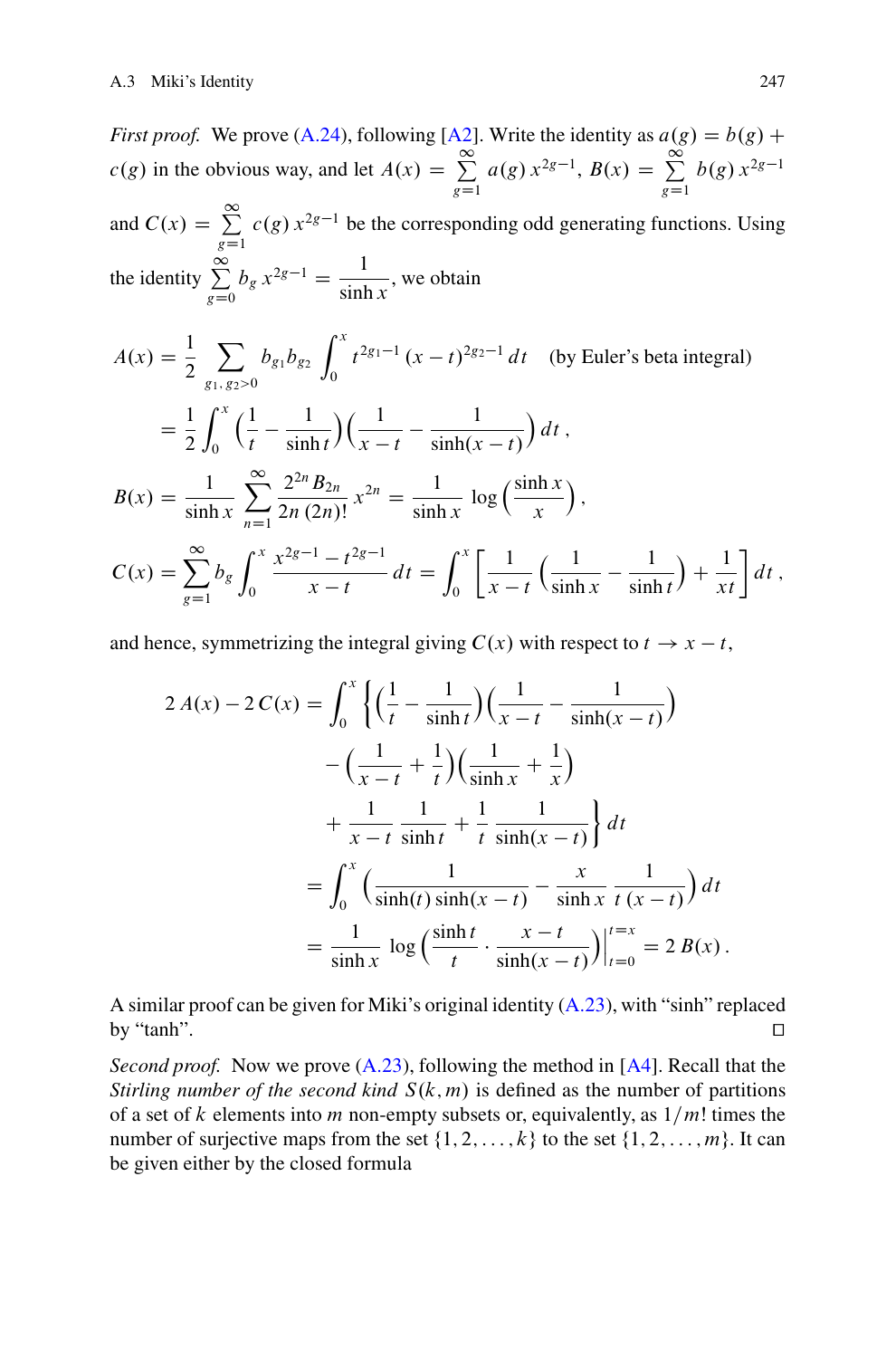*First proof.* We prove (A.24), following [A2]. Write the identity as $a(g) = b(g) + c(g)$ in the obvious way, and let $A(x) = \sum_{g=1}^{\infty} a(g)\, x^{2g-1}$, $B(x) = \sum_{g=1}^{\infty} b(g)\, x^{2g-1}$ and $C(x) = \sum_{g=1}^{\infty} c(g)\, x^{2g-1}$ be the corresponding odd generating functions. Using the identity $\sum_{g=0}^{\infty} b_g\, x^{2g-1} = \dfrac{1}{\sinh x}$, we obtain

$$
\begin{aligned}
A(x) &= \frac{1}{2} \sum_{g_1,\, g_2 > 0} b_{g_1} b_{g_2} \int_0^x t^{2g_1-1} (x-t)^{2g_2-1}\, dt \quad \text{(by Euler's beta integral)} \\
&= \frac{1}{2} \int_0^x \Big(\frac{1}{t} - \frac{1}{\sinh t}\Big)\Big(\frac{1}{x-t} - \frac{1}{\sinh(x-t)}\Big)\, dt\,, \\
B(x) &= \frac{1}{\sinh x} \sum_{n=1}^{\infty} \frac{2^{2n} B_{2n}}{2n\,(2n)!}\, x^{2n} = \frac{1}{\sinh x}\, \log\Big(\frac{\sinh x}{x}\Big)\,, \\
C(x) &= \sum_{g=1}^{\infty} b_g \int_0^x \frac{x^{2g-1} - t^{2g-1}}{x-t}\, dt = \int_0^x \Big[\frac{1}{x-t}\Big(\frac{1}{\sinh x} - \frac{1}{\sinh t}\Big) + \frac{1}{xt}\Big]\, dt\,,
\end{aligned}
$$

and hence, symmetrizing the integral giving $C(x)$ with respect to $t \to x - t$,

$$
\begin{aligned}
2\,A(x) - 2\,C(x) &= \int_0^x \Big\{ \Big(\frac{1}{t} - \frac{1}{\sinh t}\Big)\Big(\frac{1}{x-t} - \frac{1}{\sinh(x-t)}\Big) \\
&\qquad - \Big(\frac{1}{x-t} + \frac{1}{t}\Big)\Big(\frac{1}{\sinh x} + \frac{1}{x}\Big) \\
&\qquad + \frac{1}{x-t}\,\frac{1}{\sinh t} + \frac{1}{t}\,\frac{1}{\sinh(x-t)} \Big\}\, dt \\
&= \int_0^x \Big(\frac{1}{\sinh(t)\sinh(x-t)} - \frac{x}{\sinh x}\,\frac{1}{t\,(x-t)}\Big)\, dt \\
&= \frac{1}{\sinh x}\, \log\Big(\frac{\sinh t}{t} \cdot \frac{x-t}{\sinh(x-t)}\Big)\Big|_{t=0}^{t=x} = 2\,B(x)\,.
\end{aligned}
$$

A similar proof can be given for Miki's original identity (A.23), with "sinh" replaced by "tanh". □

*Second proof.* Now we prove (A.23), following the method in [A4]. Recall that the *Stirling number of the second kind* $S(k, m)$ is defined as the number of partitions of a set of $k$ elements into $m$ non-empty subsets or, equivalently, as $1/m!$ times the number of surjective maps from the set $\{1, 2, \ldots, k\}$ to the set $\{1, 2, \ldots, m\}$. It can be given either by the closed formula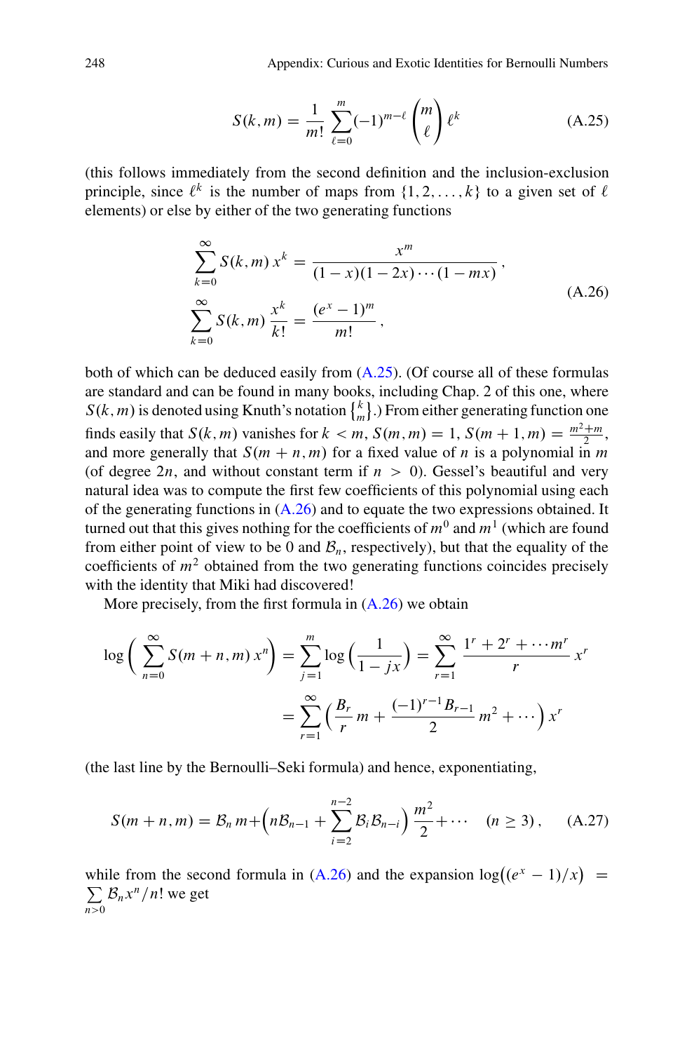$$S(k,m) = \frac{1}{m!}\sum_{\ell=0}^{m}(-1)^{m-\ell}\binom{m}{\ell}\ell^k \tag{A.25}$$

(this follows immediately from the second definition and the inclusion-exclusion principle, since $\ell^k$ is the number of maps from $\{1,2,\ldots,k\}$ to a given set of $\ell$ elements) or else by either of the two generating functions

$$\begin{aligned}\sum_{k=0}^{\infty} S(k,m)\,x^k &= \frac{x^m}{(1-x)(1-2x)\cdots(1-mx)}\,,\\ \sum_{k=0}^{\infty} S(k,m)\,\frac{x^k}{k!} &= \frac{(e^x-1)^m}{m!}\,,\end{aligned} \tag{A.26}$$

both of which can be deduced easily from (A.25). (Of course all of these formulas are standard and can be found in many books, including Chap. 2 of this one, where $S(k,m)$ is denoted using Knuth's notation $\left\{ {k \atop m} \right\}$.) From either generating function one finds easily that $S(k,m)$ vanishes for $k<m$, $S(m,m)=1$, $S(m+1,m)=\frac{m^2+m}{2}$, and more generally that $S(m+n,m)$ for a fixed value of $n$ is a polynomial in $m$ (of degree $2n$, and without constant term if $n>0$). Gessel's beautiful and very natural idea was to compute the first few coefficients of this polynomial using each of the generating functions in (A.26) and to equate the two expressions obtained. It turned out that this gives nothing for the coefficients of $m^0$ and $m^1$ (which are found from either point of view to be 0 and $\mathcal{B}_n$, respectively), but that the equality of the coefficients of $m^2$ obtained from the two generating functions coincides precisely with the identity that Miki had discovered!

More precisely, from the first formula in (A.26) we obtain

$$\begin{aligned}\log\Bigl(\sum_{n=0}^{\infty} S(m+n,m)\,x^n\Bigr) &= \sum_{j=1}^{m}\log\Bigl(\frac{1}{1-jx}\Bigr) = \sum_{r=1}^{\infty}\frac{1^r+2^r+\cdots m^r}{r}\,x^r\\ &= \sum_{r=1}^{\infty}\Bigl(\frac{B_r}{r}\,m + \frac{(-1)^{r-1}B_{r-1}}{2}\,m^2+\cdots\Bigr)\,x^r\end{aligned}$$

(the last line by the Bernoulli–Seki formula) and hence, exponentiating,

$$S(m+n,m) = \mathcal{B}_n\,m + \Bigl(n\mathcal{B}_{n-1} + \sum_{i=2}^{n-2}\mathcal{B}_i\mathcal{B}_{n-i}\Bigr)\frac{m^2}{2}+\cdots \quad (n\ge 3)\,, \tag{A.27}$$

while from the second formula in (A.26) and the expansion $\log\bigl((e^x-1)/x\bigr) = \sum_{n>0}\mathcal{B}_n x^n/n!$ we get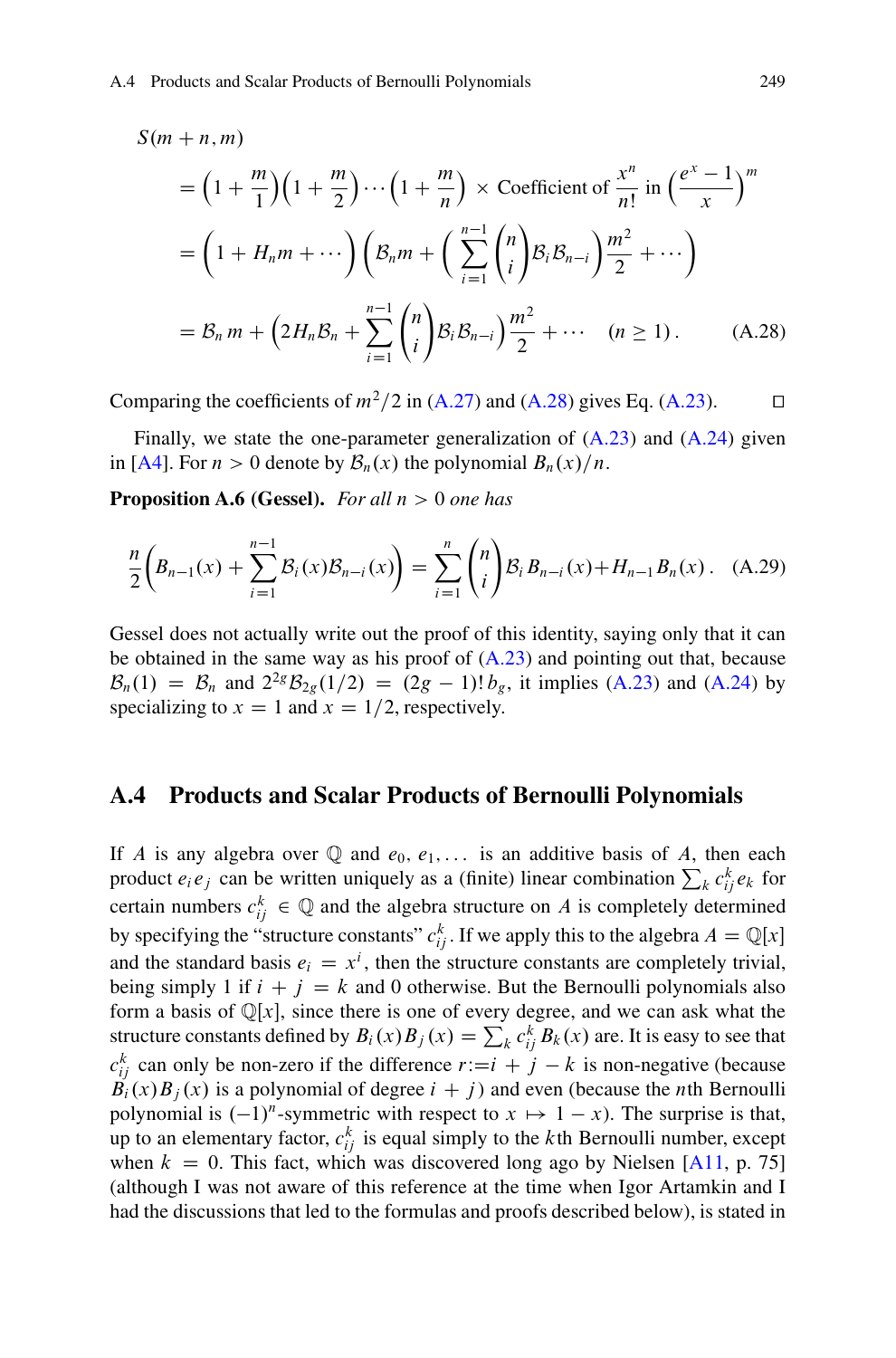$$
\begin{aligned}
S(m+n,m) &= \Big(1+\frac{m}{1}\Big)\Big(1+\frac{m}{2}\Big)\cdots\Big(1+\frac{m}{n}\Big) \times \text{Coefficient of } \frac{x^n}{n!} \text{ in } \Big(\frac{e^x-1}{x}\Big)^m \\
&= \Big(1+H_n m+\cdots\Big)\left(\mathcal{B}_n m + \Big(\sum_{i=1}^{n-1}\binom{n}{i}\mathcal{B}_i\mathcal{B}_{n-i}\Big)\frac{m^2}{2}+\cdots\right) \\
&= \mathcal{B}_n\, m + \Big(2H_n\mathcal{B}_n + \sum_{i=1}^{n-1}\binom{n}{i}\mathcal{B}_i\mathcal{B}_{n-i}\Big)\frac{m^2}{2}+\cdots \quad (n\ge 1)\,. \qquad \text{(A.28)}
\end{aligned}
$$

Comparing the coefficients of $m^2/2$ in (A.27) and (A.28) gives Eq. (A.23). □

Finally, we state the one-parameter generalization of (A.23) and (A.24) given in [A4]. For $n > 0$ denote by $\mathcal{B}_n(x)$ the polynomial $B_n(x)/n$.

**Proposition A.6 (Gessel).** *For all $n > 0$ one has*

$$
\frac{n}{2}\left(B_{n-1}(x)+\sum_{i=1}^{n-1}\mathcal{B}_i(x)\mathcal{B}_{n-i}(x)\right) = \sum_{i=1}^{n}\binom{n}{i}\mathcal{B}_i\,B_{n-i}(x)+H_{n-1}B_n(x)\,. \qquad \text{(A.29)}
$$

Gessel does not actually write out the proof of this identity, saying only that it can be obtained in the same way as his proof of (A.23) and pointing out that, because $\mathcal{B}_n(1) = \mathcal{B}_n$ and $2^{2g}\mathcal{B}_{2g}(1/2) = (2g-1)!\,b_g$, it implies (A.23) and (A.24) by specializing to $x = 1$ and $x = 1/2$, respectively.

## A.4 Products and Scalar Products of Bernoulli Polynomials

If $A$ is any algebra over $\mathbb{Q}$ and $e_0, e_1, \dots$ is an additive basis of $A$, then each product $e_ie_j$ can be written uniquely as a (finite) linear combination $\sum_k c_{ij}^k e_k$ for certain numbers $c_{ij}^k \in \mathbb{Q}$ and the algebra structure on $A$ is completely determined by specifying the "structure constants" $c_{ij}^k$. If we apply this to the algebra $A = \mathbb{Q}[x]$ and the standard basis $e_i = x^i$, then the structure constants are completely trivial, being simply 1 if $i + j = k$ and 0 otherwise. But the Bernoulli polynomials also form a basis of $\mathbb{Q}[x]$, since there is one of every degree, and we can ask what the structure constants defined by $B_i(x)B_j(x) = \sum_k c_{ij}^k B_k(x)$ are. It is easy to see that $c_{ij}^k$ can only be non-zero if the difference $r{:=}i + j - k$ is non-negative (because $B_i(x)B_j(x)$ is a polynomial of degree $i + j$) and even (because the $n$th Bernoulli polynomial is $(-1)^n$-symmetric with respect to $x \mapsto 1 - x$). The surprise is that, up to an elementary factor, $c_{ij}^k$ is equal simply to the $k$th Bernoulli number, except when $k = 0$. This fact, which was discovered long ago by Nielsen [A11, p. 75] (although I was not aware of this reference at the time when Igor Artamkin and I had the discussions that led to the formulas and proofs described below), is stated in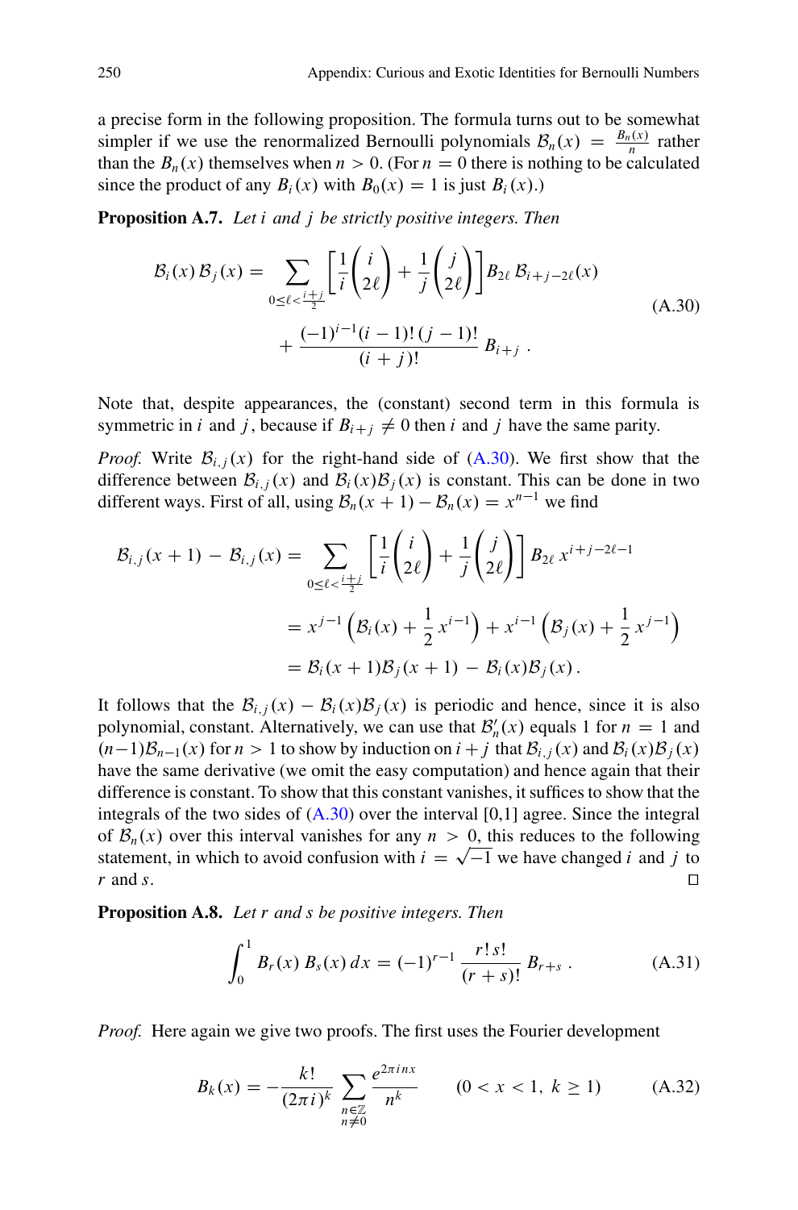a precise form in the following proposition. The formula turns out to be somewhat simpler if we use the renormalized Bernoulli polynomials $\mathcal{B}_n(x) = \frac{B_n(x)}{n}$ rather than the $B_n(x)$ themselves when $n > 0$. (For $n = 0$ there is nothing to be calculated since the product of any $B_i(x)$ with $B_0(x) = 1$ is just $B_i(x)$.)

**Proposition A.7.** *Let $i$ and $j$ be strictly positive integers. Then*

$$\mathcal{B}_i(x)\,\mathcal{B}_j(x) = \sum_{0\le \ell < \frac{i+j}{2}} \left[\frac{1}{i}\binom{i}{2\ell} + \frac{1}{j}\binom{j}{2\ell}\right] B_{2\ell}\,\mathcal{B}_{i+j-2\ell}(x) + \frac{(-1)^{i-1}(i-1)!\,(j-1)!}{(i+j)!}\,B_{i+j}\,. \tag{A.30}$$

Note that, despite appearances, the (constant) second term in this formula is symmetric in $i$ and $j$, because if $B_{i+j} \neq 0$ then $i$ and $j$ have the same parity.

*Proof.* Write $\mathcal{B}_{i,j}(x)$ for the right-hand side of (A.30). We first show that the difference between $\mathcal{B}_{i,j}(x)$ and $\mathcal{B}_i(x)\mathcal{B}_j(x)$ is constant. This can be done in two different ways. First of all, using $\mathcal{B}_n(x+1) - \mathcal{B}_n(x) = x^{n-1}$ we find

$$\begin{aligned}
\mathcal{B}_{i,j}(x+1) - \mathcal{B}_{i,j}(x) &= \sum_{0\le \ell < \frac{i+j}{2}} \left[\frac{1}{i}\binom{i}{2\ell} + \frac{1}{j}\binom{j}{2\ell}\right] B_{2\ell}\, x^{i+j-2\ell-1} \\
&= x^{j-1}\left(\mathcal{B}_i(x) + \frac{1}{2}\,x^{i-1}\right) + x^{i-1}\left(\mathcal{B}_j(x) + \frac{1}{2}\,x^{j-1}\right) \\
&= \mathcal{B}_i(x+1)\mathcal{B}_j(x+1) - \mathcal{B}_i(x)\mathcal{B}_j(x)\,.
\end{aligned}$$

It follows that the $\mathcal{B}_{i,j}(x) - \mathcal{B}_i(x)\mathcal{B}_j(x)$ is periodic and hence, since it is also polynomial, constant. Alternatively, we can use that $\mathcal{B}_n'(x)$ equals 1 for $n = 1$ and $(n-1)\mathcal{B}_{n-1}(x)$ for $n > 1$ to show by induction on $i + j$ that $\mathcal{B}_{i,j}(x)$ and $\mathcal{B}_i(x)\mathcal{B}_j(x)$ have the same derivative (we omit the easy computation) and hence again that their difference is constant. To show that this constant vanishes, it suffices to show that the integrals of the two sides of (A.30) over the interval [0,1] agree. Since the integral of $\mathcal{B}_n(x)$ over this interval vanishes for any $n > 0$, this reduces to the following statement, in which to avoid confusion with $i = \sqrt{-1}$ we have changed $i$ and $j$ to $r$ and $s$. □

**Proposition A.8.** *Let $r$ and $s$ be positive integers. Then*

$$\int_0^1 B_r(x)\,B_s(x)\,dx = (-1)^{r-1}\,\frac{r!\,s!}{(r+s)!}\,B_{r+s}\,. \tag{A.31}$$

*Proof.* Here again we give two proofs. The first uses the Fourier development

$$B_k(x) = -\frac{k!}{(2\pi i)^k}\sum_{\substack{n\in\mathbb{Z}\\ n\neq 0}} \frac{e^{2\pi i n x}}{n^k} \qquad (0 < x < 1,\ k \ge 1) \tag{A.32}$$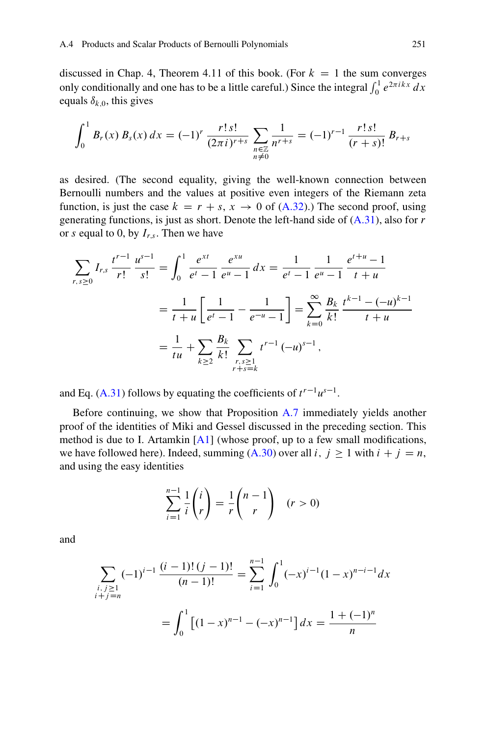discussed in Chap. 4, Theorem 4.11 of this book. (For $k = 1$ the sum converges only conditionally and one has to be a little careful.) Since the integral $\int_0^1 e^{2\pi i k x}\,dx$ equals $\delta_{k,0}$, this gives

$$\int_0^1 B_r(x)\,B_s(x)\,dx = (-1)^r\,\frac{r!\,s!}{(2\pi i)^{r+s}}\sum_{\substack{n\in\mathbb{Z}\\ n\neq 0}}\frac{1}{n^{r+s}} = (-1)^{r-1}\,\frac{r!\,s!}{(r+s)!}\,B_{r+s}$$

as desired. (The second equality, giving the well-known connection between Bernoulli numbers and the values at positive even integers of the Riemann zeta function, is just the case $k = r+s$, $x \to 0$ of (A.32).) The second proof, using generating functions, is just as short. Denote the left-hand side of (A.31), also for $r$ or $s$ equal to 0, by $I_{r,s}$. Then we have

$$\begin{aligned}
\sum_{r,s\geq 0} I_{r,s}\,\frac{t^{r-1}}{r!}\,\frac{u^{s-1}}{s!} &= \int_0^1 \frac{e^{xt}}{e^t-1}\,\frac{e^{xu}}{e^u-1}\,dx = \frac{1}{e^t-1}\,\frac{1}{e^u-1}\,\frac{e^{t+u}-1}{t+u}\\
&= \frac{1}{t+u}\left[\frac{1}{e^t-1}-\frac{1}{e^{-u}-1}\right] = \sum_{k=0}^{\infty}\frac{B_k}{k!}\,\frac{t^{k-1}-(-u)^{k-1}}{t+u}\\
&= \frac{1}{tu} + \sum_{k\geq 2}\frac{B_k}{k!}\sum_{\substack{r,s\geq 1\\ r+s=k}} t^{r-1}\,(-u)^{s-1}\,,
\end{aligned}$$

and Eq. (A.31) follows by equating the coefficients of $t^{r-1}u^{s-1}$.

Before continuing, we show that Proposition A.7 immediately yields another proof of the identities of Miki and Gessel discussed in the preceding section. This method is due to I. Artamkin [A1] (whose proof, up to a few small modifications, we have followed here). Indeed, summing (A.30) over all $i,\ j \geq 1$ with $i + j = n$, and using the easy identities

$$\sum_{i=1}^{n-1}\frac{1}{i}\binom{i}{r} = \frac{1}{r}\binom{n-1}{r}\quad (r>0)$$

and

$$\begin{aligned}
\sum_{\substack{i,j\geq 1\\ i+j=n}} (-1)^{i-1}\,\frac{(i-1)!\,(j-1)!}{(n-1)!} &= \sum_{i=1}^{n-1}\int_0^1 (-x)^{i-1}(1-x)^{n-i-1}dx\\
&= \int_0^1\left[(1-x)^{n-1}-(-x)^{n-1}\right]dx = \frac{1+(-1)^n}{n}
\end{aligned}$$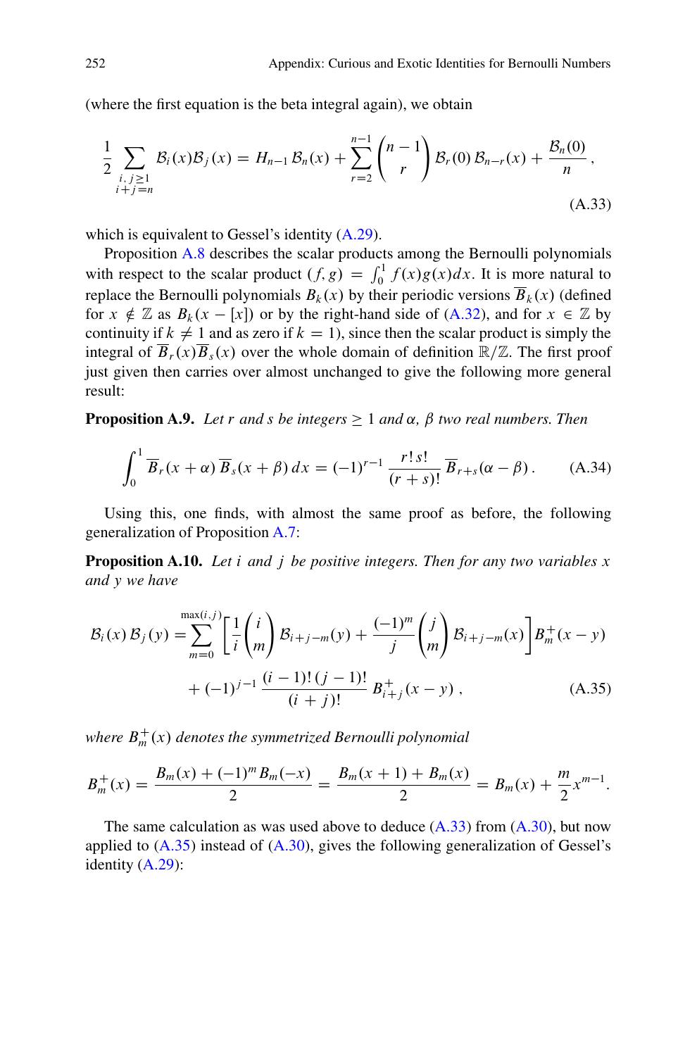(where the first equation is the beta integral again), we obtain

$$\frac{1}{2} \sum_{\substack{i,\, j \geq 1 \\ i+j=n}} \mathcal{B}_i(x)\mathcal{B}_j(x) = H_{n-1}\, \mathcal{B}_n(x) + \sum_{r=2}^{n-1} \binom{n-1}{r} \mathcal{B}_r(0)\, \mathcal{B}_{n-r}(x) + \frac{\mathcal{B}_n(0)}{n}\,, \tag{A.33}$$

which is equivalent to Gessel's identity (A.29).

Proposition A.8 describes the scalar products among the Bernoulli polynomials with respect to the scalar product $(f, g) = \int_0^1 f(x)g(x)dx$. It is more natural to replace the Bernoulli polynomials $B_k(x)$ by their periodic versions $\overline{B}_k(x)$ (defined for $x \notin \mathbb{Z}$ as $B_k(x - [x])$ or by the right-hand side of (A.32), and for $x \in \mathbb{Z}$ by continuity if $k \neq 1$ and as zero if $k = 1$), since then the scalar product is simply the integral of $\overline{B}_r(x)\overline{B}_s(x)$ over the whole domain of definition $\mathbb{R}/\mathbb{Z}$. The first proof just given then carries over almost unchanged to give the following more general result:

**Proposition A.9.** *Let $r$ and $s$ be integers $\geq 1$ and $\alpha$, $\beta$ two real numbers. Then*

$$\int_0^1 \overline{B}_r(x+\alpha)\, \overline{B}_s(x+\beta)\, dx = (-1)^{r-1} \frac{r!\, s!}{(r+s)!}\, \overline{B}_{r+s}(\alpha - \beta)\,. \tag{A.34}$$

Using this, one finds, with almost the same proof as before, the following generalization of Proposition A.7:

**Proposition A.10.** *Let $i$ and $j$ be positive integers. Then for any two variables $x$ and $y$ we have*

$$\begin{aligned} \mathcal{B}_i(x)\, \mathcal{B}_j(y) = &\sum_{m=0}^{\max(i,j)} \left[ \frac{1}{i} \binom{i}{m} \mathcal{B}_{i+j-m}(y) + \frac{(-1)^m}{j} \binom{j}{m} \mathcal{B}_{i+j-m}(x) \right] B_m^+(x-y) \\ &+ (-1)^{j-1} \frac{(i-1)!\,(j-1)!}{(i+j)!}\, B_{i+j}^+(x-y)\,, \end{aligned} \tag{A.35}$$

*where $B_m^+(x)$ denotes the symmetrized Bernoulli polynomial*

$$B_m^+(x) = \frac{B_m(x) + (-1)^m B_m(-x)}{2} = \frac{B_m(x+1) + B_m(x)}{2} = B_m(x) + \frac{m}{2}x^{m-1}.$$

The same calculation as was used above to deduce (A.33) from (A.30), but now applied to (A.35) instead of (A.30), gives the following generalization of Gessel's identity (A.29):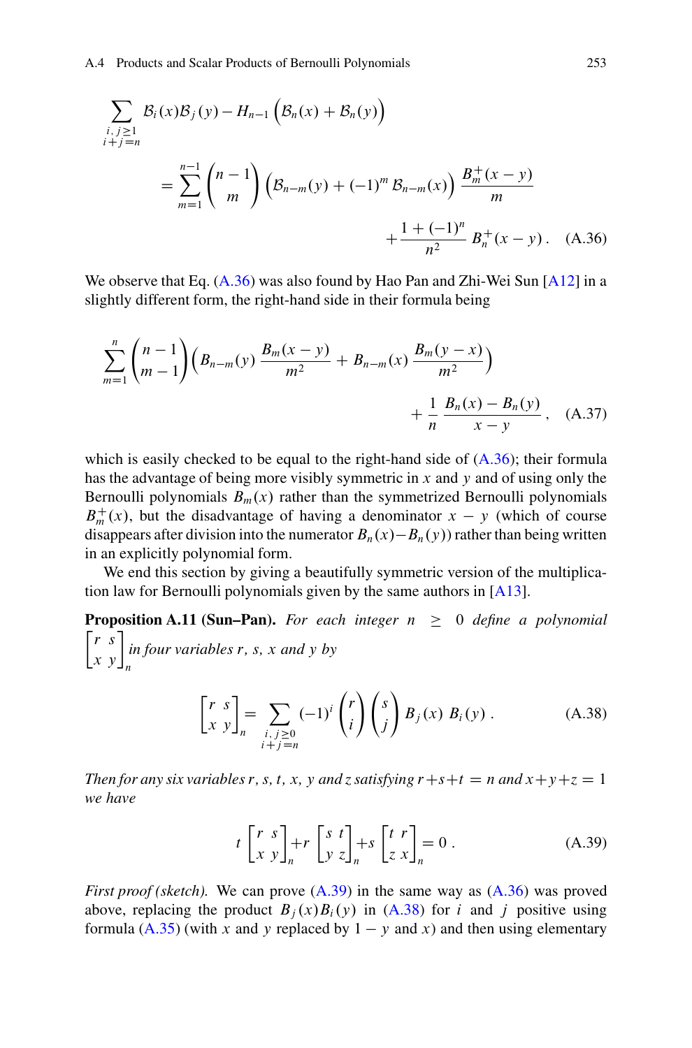$$\sum_{\substack{i,j\geq 1\\ i+j=n}} \mathcal{B}_i(x)\mathcal{B}_j(y) - H_{n-1}\Big(\mathcal{B}_n(x)+\mathcal{B}_n(y)\Big)$$

$$= \sum_{m=1}^{n-1}\binom{n-1}{m}\Big(\mathcal{B}_{n-m}(y)+(-1)^m\,\mathcal{B}_{n-m}(x)\Big)\,\frac{B_m^+(x-y)}{m}$$

$$+\frac{1+(-1)^n}{n^2}\,B_n^+(x-y)\,. \quad \text{(A.36)}$$

We observe that Eq. (A.36) was also found by Hao Pan and Zhi-Wei Sun [A12] in a slightly different form, the right-hand side in their formula being

$$\sum_{m=1}^{n}\binom{n-1}{m-1}\Big(B_{n-m}(y)\,\frac{B_m(x-y)}{m^2}+B_{n-m}(x)\,\frac{B_m(y-x)}{m^2}\Big)$$

$$+\,\frac{1}{n}\,\frac{B_n(x)-B_n(y)}{x-y}\,, \quad \text{(A.37)}$$

which is easily checked to be equal to the right-hand side of (A.36); their formula has the advantage of being more visibly symmetric in $x$ and $y$ and of using only the Bernoulli polynomials $B_m(x)$ rather than the symmetrized Bernoulli polynomials $B_m^+(x)$, but the disadvantage of having a denominator $x-y$ (which of course disappears after division into the numerator $B_n(x)-B_n(y)$) rather than being written in an explicitly polynomial form.

We end this section by giving a beautifully symmetric version of the multiplication law for Bernoulli polynomials given by the same authors in [A13].

**Proposition A.11 (Sun–Pan).** *For each integer $n \geq 0$ define a polynomial $\begin{bmatrix} r & s \\ x & y\end{bmatrix}_n$ in four variables $r$, $s$, $x$ and $y$ by*

$$\begin{bmatrix} r & s \\ x & y\end{bmatrix}_n = \sum_{\substack{i,j\geq 0\\ i+j=n}} (-1)^i \binom{r}{i}\binom{s}{j}\, B_j(x)\; B_i(y)\,. \quad \text{(A.38)}$$

*Then for any six variables $r$, $s$, $t$, $x$, $y$ and $z$ satisfying $r+s+t=n$ and $x+y+z=1$ we have*

$$t\begin{bmatrix} r & s \\ x & y\end{bmatrix}_n + r\begin{bmatrix} s & t \\ y & z\end{bmatrix}_n + s\begin{bmatrix} t & r \\ z & x\end{bmatrix}_n = 0\,. \quad \text{(A.39)}$$

*First proof (sketch).* We can prove (A.39) in the same way as (A.36) was proved above, replacing the product $B_j(x)B_i(y)$ in (A.38) for $i$ and $j$ positive using formula (A.35) (with $x$ and $y$ replaced by $1-y$ and $x$) and then using elementary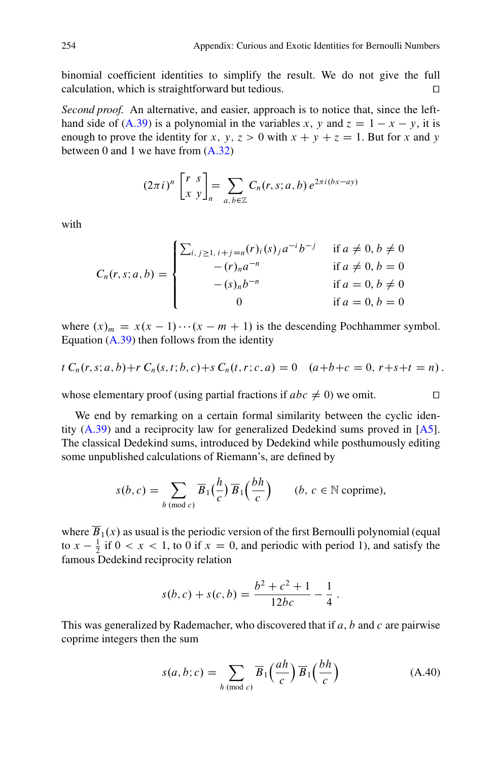binomial coefficient identities to simplify the result. We do not give the full calculation, which is straightforward but tedious. □

*Second proof.* An alternative, and easier, approach is to notice that, since the left-hand side of (A.39) is a polynomial in the variables $x$, $y$ and $z = 1 - x - y$, it is enough to prove the identity for $x, y, z > 0$ with $x + y + z = 1$. But for $x$ and $y$ between 0 and 1 we have from (A.32)

$$(2\pi i)^n \begin{bmatrix} r & s \\ x & y \end{bmatrix}_n = \sum_{a,b \in \mathbb{Z}} C_n(r, s; a, b)\, e^{2\pi i (bx - ay)}$$

with

$$C_n(r, s; a, b) = \begin{cases} \sum_{i,j \geq 1,\, i+j=n} (r)_i (s)_j a^{-i} b^{-j} & \text{if } a \neq 0,\, b \neq 0 \\ -(r)_n a^{-n} & \text{if } a \neq 0,\, b = 0 \\ -(s)_n b^{-n} & \text{if } a = 0,\, b \neq 0 \\ 0 & \text{if } a = 0,\, b = 0 \end{cases}$$

where $(x)_m = x(x-1)\cdots(x-m+1)$ is the descending Pochhammer symbol. Equation (A.39) then follows from the identity

$$t\, C_n(r, s; a, b) + r\, C_n(s, t; b, c) + s\, C_n(t, r; c, a) = 0 \quad (a+b+c = 0,\, r+s+t = n)\,.$$

whose elementary proof (using partial fractions if $abc \neq 0$) we omit. □

We end by remarking on a certain formal similarity between the cyclic identity (A.39) and a reciprocity law for generalized Dedekind sums proved in [A5]. The classical Dedekind sums, introduced by Dedekind while posthumously editing some unpublished calculations of Riemann's, are defined by

$$s(b, c) = \sum_{h \ (\mathrm{mod}\ c)} \overline{B}_1\Big(\frac{h}{c}\Big)\, \overline{B}_1\Big(\frac{bh}{c}\Big) \qquad (b,\, c \in \mathbb{N} \text{ coprime}),$$

where $\overline{B}_1(x)$ as usual is the periodic version of the first Bernoulli polynomial (equal to $x - \frac{1}{2}$ if $0 < x < 1$, to 0 if $x = 0$, and periodic with period 1), and satisfy the famous Dedekind reciprocity relation

$$s(b, c) + s(c, b) = \frac{b^2 + c^2 + 1}{12bc} - \frac{1}{4}\,.$$

This was generalized by Rademacher, who discovered that if $a$, $b$ and $c$ are pairwise coprime integers then the sum

$$s(a, b; c) = \sum_{h \ (\mathrm{mod}\ c)} \overline{B}_1\Big(\frac{ah}{c}\Big)\, \overline{B}_1\Big(\frac{bh}{c}\Big) \tag{A.40}$$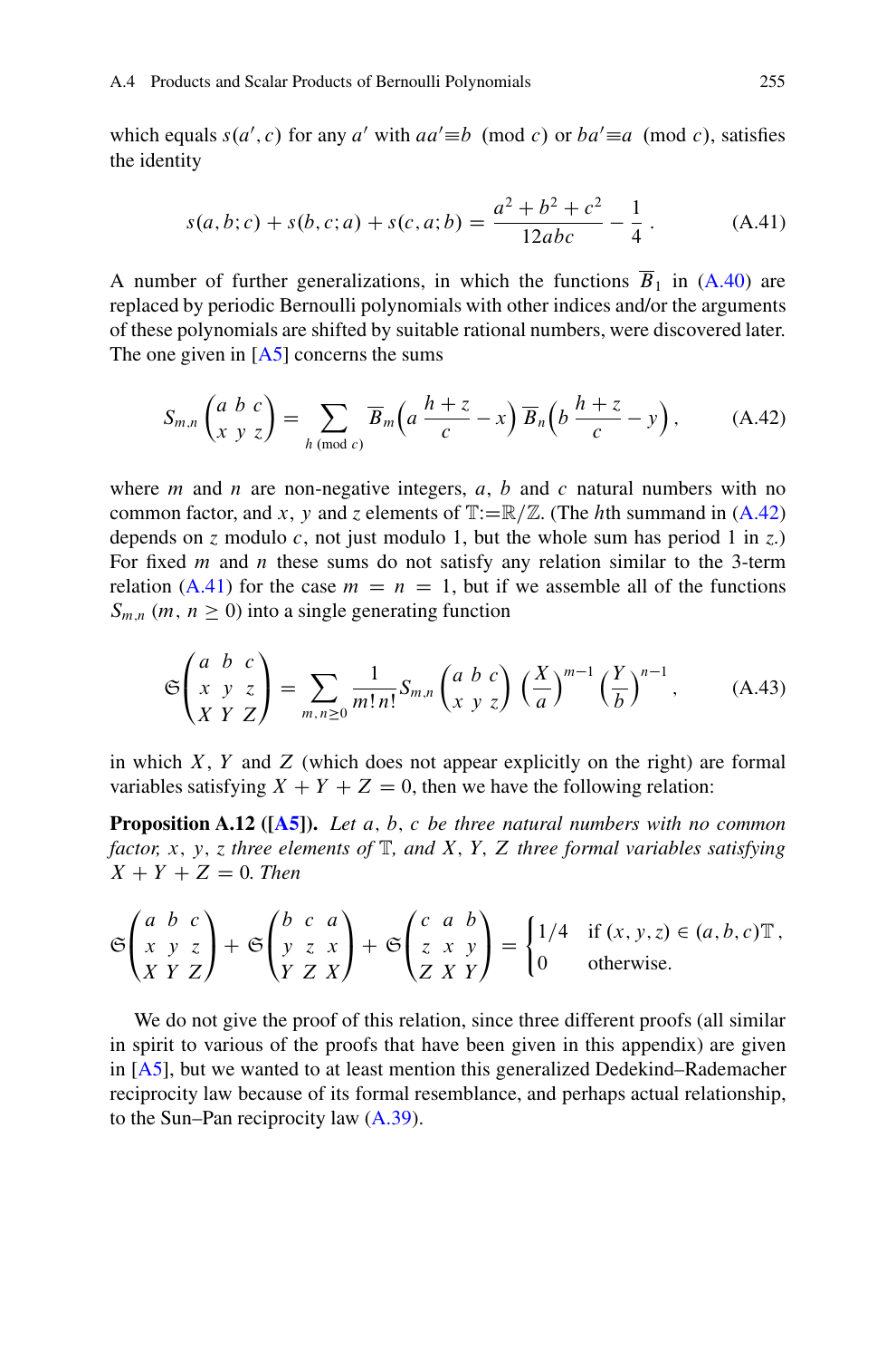which equals $s(a', c)$ for any $a'$ with $aa' \equiv b \pmod{c}$ or $ba' \equiv a \pmod{c}$, satisfies the identity

$$s(a, b; c) + s(b, c; a) + s(c, a; b) = \frac{a^2 + b^2 + c^2}{12abc} - \frac{1}{4}\,. \tag{A.41}$$

A number of further generalizations, in which the functions $\overline{B}_1$ in (A.40) are replaced by periodic Bernoulli polynomials with other indices and/or the arguments of these polynomials are shifted by suitable rational numbers, were discovered later. The one given in [A5] concerns the sums

$$S_{m,n}\begin{pmatrix} a & b & c \\ x & y & z \end{pmatrix} = \sum_{h \pmod{c}} \overline{B}_m\Big(a\,\frac{h+z}{c} - x\Big)\,\overline{B}_n\Big(b\,\frac{h+z}{c} - y\Big)\,, \tag{A.42}$$

where $m$ and $n$ are non-negative integers, $a$, $b$ and $c$ natural numbers with no common factor, and $x$, $y$ and $z$ elements of $\mathbb{T} := \mathbb{R}/\mathbb{Z}$. (The $h$th summand in (A.42) depends on $z$ modulo $c$, not just modulo 1, but the whole sum has period 1 in $z$.) For fixed $m$ and $n$ these sums do not satisfy any relation similar to the 3-term relation (A.41) for the case $m = n = 1$, but if we assemble all of the functions $S_{m,n}$ $(m, n \geq 0)$ into a single generating function

$$\mathfrak{S}\begin{pmatrix} a & b & c \\ x & y & z \\ X & Y & Z \end{pmatrix} = \sum_{m,n \geq 0} \frac{1}{m!\,n!} S_{m,n}\begin{pmatrix} a & b & c \\ x & y & z \end{pmatrix} \Big(\frac{X}{a}\Big)^{m-1} \Big(\frac{Y}{b}\Big)^{n-1}\,, \tag{A.43}$$

in which $X$, $Y$ and $Z$ (which does not appear explicitly on the right) are formal variables satisfying $X + Y + Z = 0$, then we have the following relation:

**Proposition A.12 ([A5]).** *Let $a$, $b$, $c$ be three natural numbers with no common factor, $x$, $y$, $z$ three elements of $\mathbb{T}$, and $X$, $Y$, $Z$ three formal variables satisfying $X + Y + Z = 0$. Then*

$$\mathfrak{S}\begin{pmatrix} a & b & c \\ x & y & z \\ X & Y & Z \end{pmatrix} + \mathfrak{S}\begin{pmatrix} b & c & a \\ y & z & x \\ Y & Z & X \end{pmatrix} + \mathfrak{S}\begin{pmatrix} c & a & b \\ z & x & y \\ Z & X & Y \end{pmatrix} = \begin{cases} 1/4 & \text{if } (x, y, z) \in (a, b, c)\mathbb{T}\,, \\ 0 & \text{otherwise.} \end{cases}$$

We do not give the proof of this relation, since three different proofs (all similar in spirit to various of the proofs that have been given in this appendix) are given in [A5], but we wanted to at least mention this generalized Dedekind–Rademacher reciprocity law because of its formal resemblance, and perhaps actual relationship, to the Sun–Pan reciprocity law (A.39).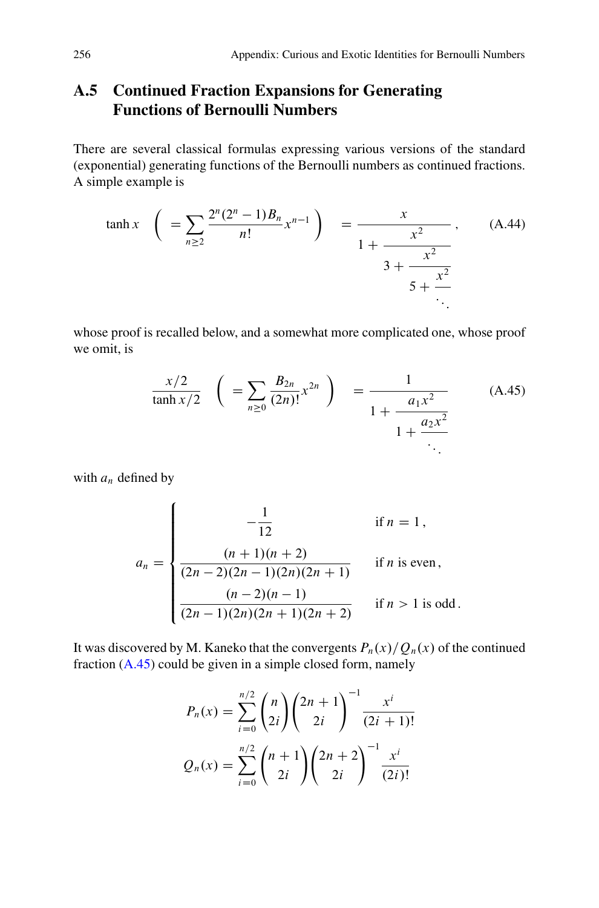## A.5 Continued Fraction Expansions for Generating Functions of Bernoulli Numbers

There are several classical formulas expressing various versions of the standard (exponential) generating functions of the Bernoulli numbers as continued fractions. A simple example is

$$\tanh x \quad \left( = \sum_{n\geq 2} \frac{2^n(2^n-1)B_n}{n!} x^{n-1} \right) \quad = \cfrac{x}{1 + \cfrac{x^2}{3 + \cfrac{x^2}{5 + \cfrac{x^2}{\ddots}}}}\,, \tag{A.44}$$

whose proof is recalled below, and a somewhat more complicated one, whose proof we omit, is

$$\frac{x/2}{\tanh x/2} \quad \left( = \sum_{n\geq 0} \frac{B_{2n}}{(2n)!} x^{2n} \right) \quad = \cfrac{1}{1 + \cfrac{a_1 x^2}{1 + \cfrac{a_2 x^2}{\ddots}}} \tag{A.45}$$

with $a_n$ defined by

$$a_n = \begin{cases} -\dfrac{1}{12} & \text{if } n = 1\,, \\[2mm] \dfrac{(n+1)(n+2)}{(2n-2)(2n-1)(2n)(2n+1)} & \text{if } n \text{ is even}\,, \\[2mm] \dfrac{(n-2)(n-1)}{(2n-1)(2n)(2n+1)(2n+2)} & \text{if } n > 1 \text{ is odd}\,. \end{cases}$$

It was discovered by M. Kaneko that the convergents $P_n(x)/Q_n(x)$ of the continued fraction (A.45) could be given in a simple closed form, namely

$$P_n(x) = \sum_{i=0}^{n/2} \binom{n}{2i} \binom{2n+1}{2i}^{-1} \frac{x^i}{(2i+1)!}$$

$$Q_n(x) = \sum_{i=0}^{n/2} \binom{n+1}{2i} \binom{2n+2}{2i}^{-1} \frac{x^i}{(2i)!}$$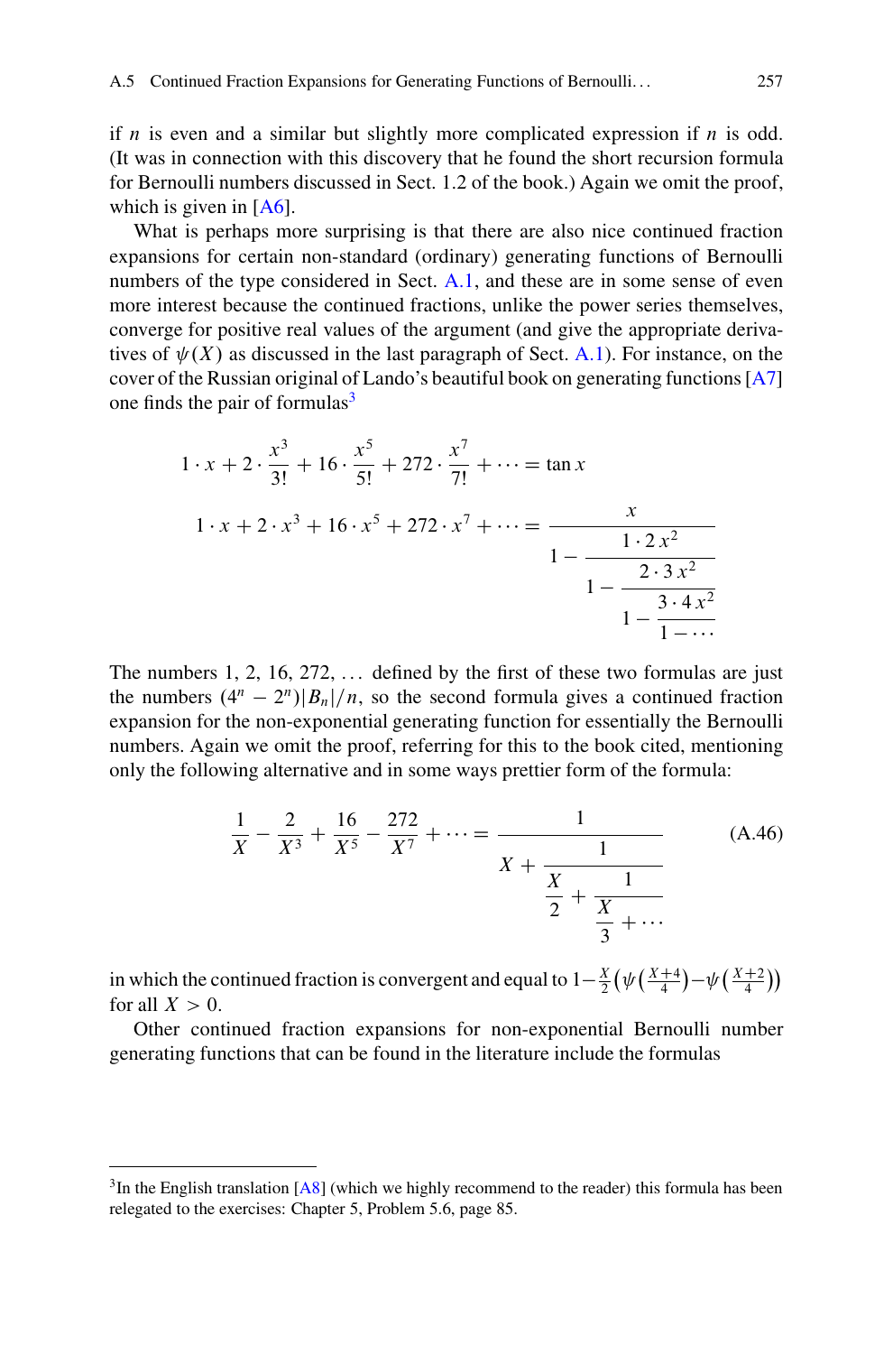if $n$ is even and a similar but slightly more complicated expression if $n$ is odd. (It was in connection with this discovery that he found the short recursion formula for Bernoulli numbers discussed in Sect. 1.2 of the book.) Again we omit the proof, which is given in [A6].

What is perhaps more surprising is that there are also nice continued fraction expansions for certain non-standard (ordinary) generating functions of Bernoulli numbers of the type considered in Sect. A.1, and these are in some sense of even more interest because the continued fractions, unlike the power series themselves, converge for positive real values of the argument (and give the appropriate derivatives of $\psi(X)$ as discussed in the last paragraph of Sect. A.1). For instance, on the cover of the Russian original of Lando's beautiful book on generating functions [A7] one finds the pair of formulas[3]

$$1 \cdot x + 2 \cdot \frac{x^3}{3!} + 16 \cdot \frac{x^5}{5!} + 272 \cdot \frac{x^7}{7!} + \cdots = \tan x$$

$$1 \cdot x + 2 \cdot x^3 + 16 \cdot x^5 + 272 \cdot x^7 + \cdots = \cfrac{x}{1 - \cfrac{1 \cdot 2\, x^2}{1 - \cfrac{2 \cdot 3\, x^2}{1 - \cfrac{3 \cdot 4\, x^2}{1 - \cdots}}}}$$

The numbers $1, 2, 16, 272, \ldots$ defined by the first of these two formulas are just the numbers $(4^n - 2^n)|B_n|/n$, so the second formula gives a continued fraction expansion for the non-exponential generating function for essentially the Bernoulli numbers. Again we omit the proof, referring for this to the book cited, mentioning only the following alternative and in some ways prettier form of the formula:

$$\frac{1}{X} - \frac{2}{X^3} + \frac{16}{X^5} - \frac{272}{X^7} + \cdots = \cfrac{1}{X + \cfrac{1}{\cfrac{X}{2} + \cfrac{1}{\cfrac{X}{3} + \cdots}}} \tag{A.46}$$

in which the continued fraction is convergent and equal to $1 - \frac{X}{2}\left(\psi\left(\frac{X+4}{4}\right) - \psi\left(\frac{X+2}{4}\right)\right)$ for all $X > 0$.

Other continued fraction expansions for non-exponential Bernoulli number generating functions that can be found in the literature include the formulas

---

[3] In the English translation [A8] (which we highly recommend to the reader) this formula has been relegated to the exercises: Chapter 5, Problem 5.6, page 85.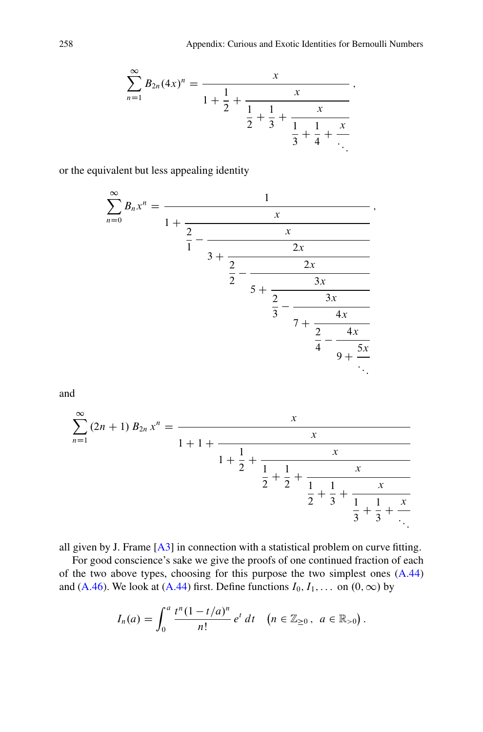$$\sum_{n=1}^{\infty} B_{2n}(4x)^n = \cfrac{x}{1 + \cfrac{1}{2} + \cfrac{x}{\cfrac{1}{2} + \cfrac{1}{3} + \cfrac{x}{\cfrac{1}{3} + \cfrac{1}{4} + \cfrac{x}{\ddots}}}},$$

or the equivalent but less appealing identity

$$\sum_{n=0}^{\infty} B_n x^n = \cfrac{1}{1 + \cfrac{x}{\cfrac{2}{1} - \cfrac{x}{3 + \cfrac{2x}{\cfrac{2}{2} - \cfrac{2x}{5 + \cfrac{3x}{\cfrac{2}{3} - \cfrac{3x}{7 + \cfrac{4x}{\cfrac{2}{4} - \cfrac{4x}{9 + \cfrac{5x}{\ddots}}}}}}}}},$$

and

$$\sum_{n=1}^{\infty} (2n+1)\, B_{2n}\, x^n = \cfrac{x}{1 + 1 + \cfrac{x}{1 + \cfrac{1}{2} + \cfrac{x}{\cfrac{1}{2} + \cfrac{1}{2} + \cfrac{x}{\cfrac{1}{2} + \cfrac{1}{3} + \cfrac{x}{\cfrac{1}{3} + \cfrac{1}{3} + \cfrac{x}{\ddots}}}}}}$$

all given by J. Frame [A3] in connection with a statistical problem on curve fitting.

For good conscience's sake we give the proofs of one continued fraction of each of the two above types, choosing for this purpose the two simplest ones (A.44) and (A.46). We look at (A.44) first. Define functions $I_0, I_1, \dots$ on $(0, \infty)$ by

$$I_n(a) = \int_0^a \frac{t^n (1 - t/a)^n}{n!}\, e^t \, dt \quad \left(n \in \mathbb{Z}_{\geq 0}\,,\ a \in \mathbb{R}_{>0}\right).$$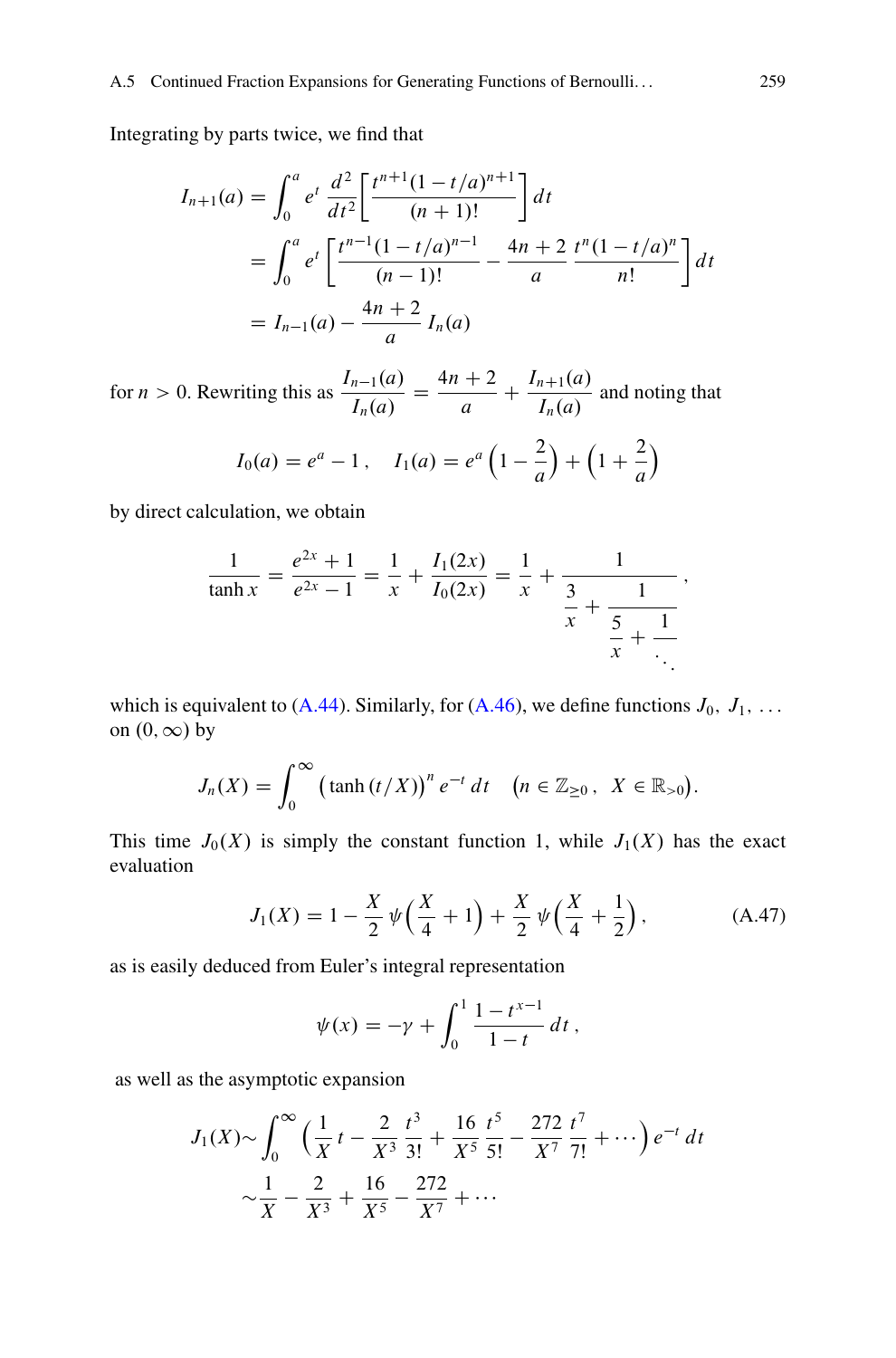Integrating by parts twice, we find that

$$
\begin{aligned}
I_{n+1}(a) &= \int_0^a e^t \, \frac{d^2}{dt^2}\left[\frac{t^{n+1}(1-t/a)^{n+1}}{(n+1)!}\right] dt \\
&= \int_0^a e^t \left[\frac{t^{n-1}(1-t/a)^{n-1}}{(n-1)!} - \frac{4n+2}{a}\,\frac{t^n(1-t/a)^n}{n!}\right] dt \\
&= I_{n-1}(a) - \frac{4n+2}{a}\, I_n(a)
\end{aligned}
$$

for $n > 0$. Rewriting this as $\dfrac{I_{n-1}(a)}{I_n(a)} = \dfrac{4n+2}{a} + \dfrac{I_{n+1}(a)}{I_n(a)}$ and noting that

$$
I_0(a) = e^a - 1\,, \quad I_1(a) = e^a\left(1 - \frac{2}{a}\right) + \left(1 + \frac{2}{a}\right)
$$

by direct calculation, we obtain

$$
\frac{1}{\tanh x} = \frac{e^{2x}+1}{e^{2x}-1} = \frac{1}{x} + \frac{I_1(2x)}{I_0(2x)} = \frac{1}{x} + \cfrac{1}{\cfrac{3}{x} + \cfrac{1}{\cfrac{5}{x} + \cfrac{1}{\ddots}}}\,,
$$

which is equivalent to (A.44). Similarly, for (A.46), we define functions $J_0,\ J_1,\ \ldots$ on $(0,\infty)$ by

$$
J_n(X) = \int_0^\infty \big(\tanh(t/X)\big)^n\, e^{-t}\, dt \quad \big(n \in \mathbb{Z}_{\geq 0}\,,\ X \in \mathbb{R}_{>0}\big).
$$

This time $J_0(X)$ is simply the constant function 1, while $J_1(X)$ has the exact evaluation

$$
J_1(X) = 1 - \frac{X}{2}\,\psi\Big(\frac{X}{4} + 1\Big) + \frac{X}{2}\,\psi\Big(\frac{X}{4} + \frac{1}{2}\Big)\,, \tag{A.47}
$$

as is easily deduced from Euler's integral representation

$$
\psi(x) = -\gamma + \int_0^1 \frac{1 - t^{x-1}}{1-t}\, dt\,,
$$

as well as the asymptotic expansion

$$
\begin{aligned}
J_1(X) &\sim \int_0^\infty \Big(\frac{1}{X}\,t - \frac{2}{X^3}\,\frac{t^3}{3!} + \frac{16}{X^5}\,\frac{t^5}{5!} - \frac{272}{X^7}\,\frac{t^7}{7!} + \cdots\Big)\, e^{-t}\, dt \\
&\sim \frac{1}{X} - \frac{2}{X^3} + \frac{16}{X^5} - \frac{272}{X^7} + \cdots
\end{aligned}
$$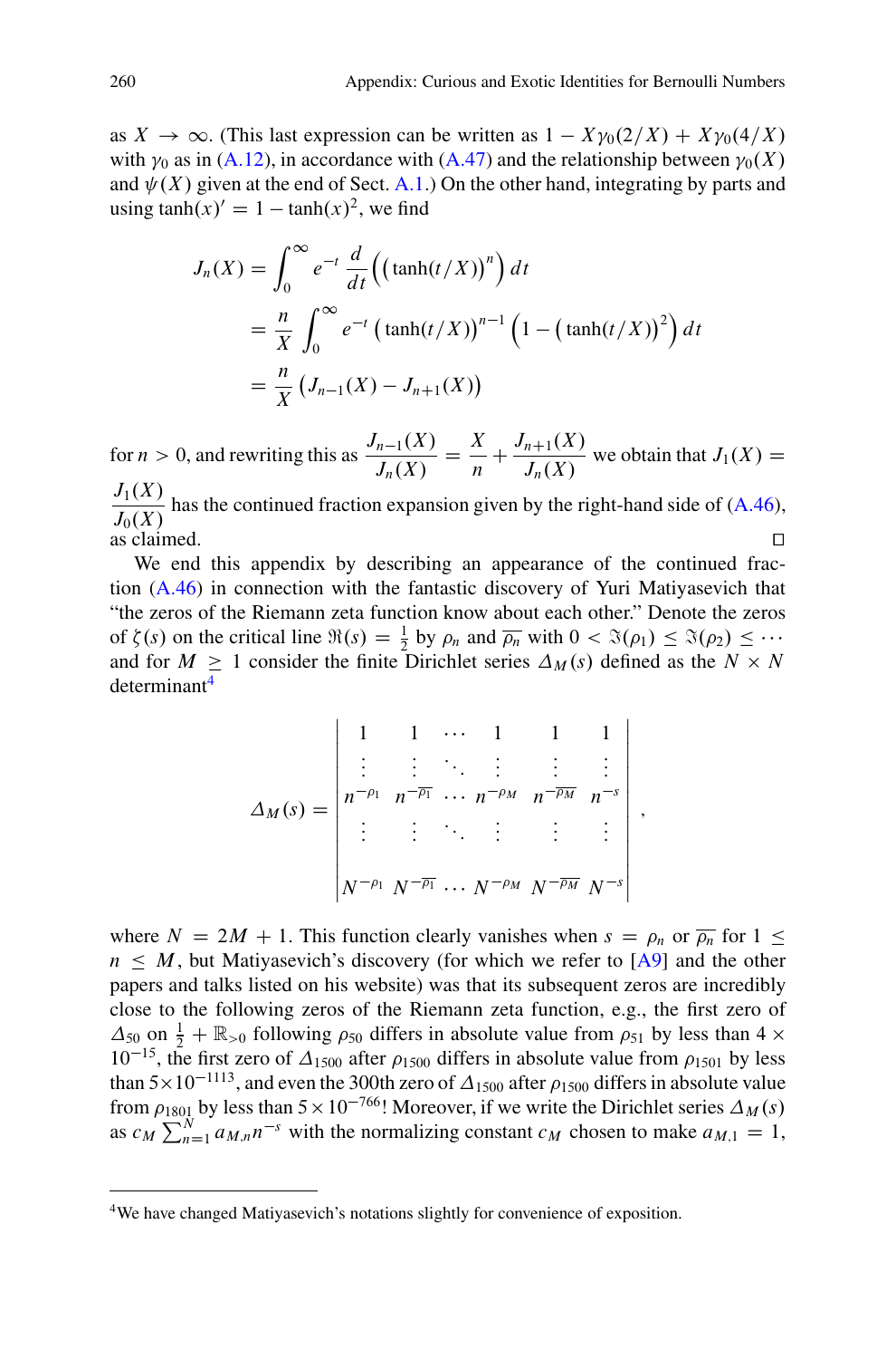as $X \to \infty$. (This last expression can be written as $1 - X\gamma_0(2/X) + X\gamma_0(4/X)$ with $\gamma_0$ as in (A.12), in accordance with (A.47) and the relationship between $\gamma_0(X)$ and $\psi(X)$ given at the end of Sect. A.1.) On the other hand, integrating by parts and using $\tanh(x)' = 1 - \tanh(x)^2$, we find

$$
\begin{aligned}
J_n(X) &= \int_0^\infty e^{-t} \frac{d}{dt}\Big(\big(\tanh(t/X)\big)^n\Big)\, dt \\
&= \frac{n}{X} \int_0^\infty e^{-t} \big(\tanh(t/X)\big)^{n-1} \Big(1 - \big(\tanh(t/X)\big)^2\Big)\, dt \\
&= \frac{n}{X} \big(J_{n-1}(X) - J_{n+1}(X)\big)
\end{aligned}
$$

for $n > 0$, and rewriting this as $\dfrac{J_{n-1}(X)}{J_n(X)} = \dfrac{X}{n} + \dfrac{J_{n+1}(X)}{J_n(X)}$ we obtain that $J_1(X) = \dfrac{J_1(X)}{J_0(X)}$ has the continued fraction expansion given by the right-hand side of (A.46), as claimed. □

We end this appendix by describing an appearance of the continued fraction (A.46) in connection with the fantastic discovery of Yuri Matiyasevich that "the zeros of the Riemann zeta function know about each other." Denote the zeros of $\zeta(s)$ on the critical line $\Re(s) = \frac{1}{2}$ by $\rho_n$ and $\overline{\rho_n}$ with $0 < \Im(\rho_1) \le \Im(\rho_2) \le \cdots$ and for $M \ge 1$ consider the finite Dirichlet series $\Delta_M(s)$ defined as the $N \times N$ determinant[4]

$$
\Delta_M(s) = \begin{vmatrix}
1 & 1 & \cdots & 1 & 1 & 1 \\
\vdots & \vdots & \ddots & \vdots & \vdots & \vdots \\
n^{-\rho_1} & n^{-\overline{\rho_1}} & \cdots & n^{-\rho_M} & n^{-\overline{\rho_M}} & n^{-s} \\
\vdots & \vdots & \ddots & \vdots & \vdots & \vdots \\
N^{-\rho_1} & N^{-\overline{\rho_1}} & \cdots & N^{-\rho_M} & N^{-\overline{\rho_M}} & N^{-s}
\end{vmatrix},
$$

where $N = 2M + 1$. This function clearly vanishes when $s = \rho_n$ or $\overline{\rho_n}$ for $1 \le n \le M$, but Matiyasevich's discovery (for which we refer to [A9] and the other papers and talks listed on his website) was that its subsequent zeros are incredibly close to the following zeros of the Riemann zeta function, e.g., the first zero of $\Delta_{50}$ on $\frac{1}{2} + \mathbb{R}_{>0}$ following $\rho_{50}$ differs in absolute value from $\rho_{51}$ by less than $4 \times 10^{-15}$, the first zero of $\Delta_{1500}$ after $\rho_{1500}$ differs in absolute value from $\rho_{1501}$ by less than $5 \times 10^{-1113}$, and even the 300th zero of $\Delta_{1500}$ after $\rho_{1500}$ differs in absolute value from $\rho_{1801}$ by less than $5 \times 10^{-766}$! Moreover, if we write the Dirichlet series $\Delta_M(s)$ as $c_M \sum_{n=1}^{N} a_{M,n} n^{-s}$ with the normalizing constant $c_M$ chosen to make $a_{M,1} = 1$,

[4] We have changed Matiyasevich's notations slightly for convenience of exposition.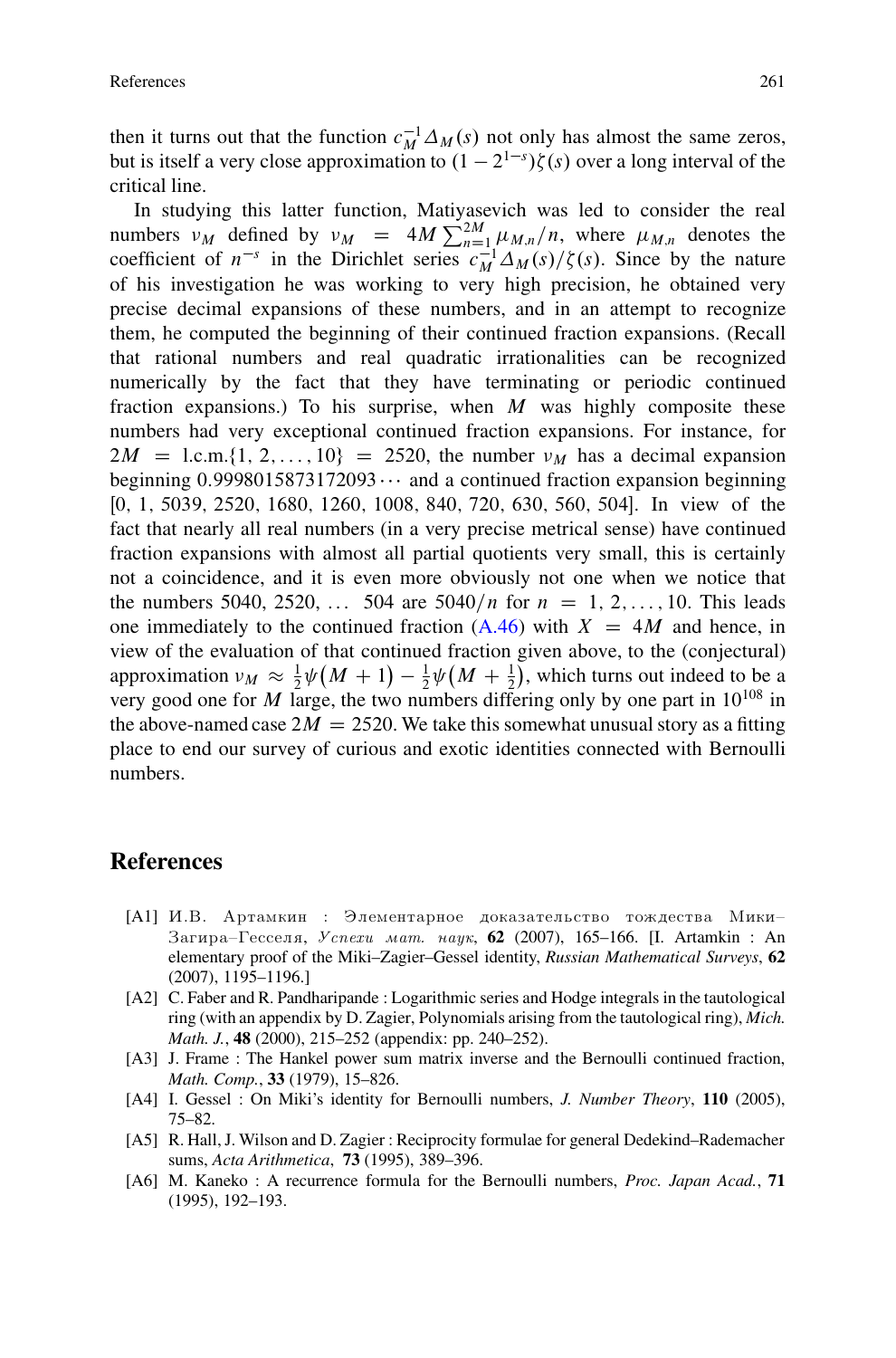then it turns out that the function $c_M^{-1}\Delta_M(s)$ not only has almost the same zeros, but is itself a very close approximation to $(1-2^{1-s})\zeta(s)$ over a long interval of the critical line.

In studying this latter function, Matiyasevich was led to consider the real numbers $\nu_M$ defined by $\nu_M = 4M\sum_{n=1}^{2M}\mu_{M,n}/n$, where $\mu_{M,n}$ denotes the coefficient of $n^{-s}$ in the Dirichlet series $c_M^{-1}\Delta_M(s)/\zeta(s)$. Since by the nature of his investigation he was working to very high precision, he obtained very precise decimal expansions of these numbers, and in an attempt to recognize them, he computed the beginning of their continued fraction expansions. (Recall that rational numbers and real quadratic irrationalities can be recognized numerically by the fact that they have terminating or periodic continued fraction expansions.) To his surprise, when $M$ was highly composite these numbers had very exceptional continued fraction expansions. For instance, for $2M = \text{l.c.m.}\{1, 2, \ldots, 10\} = 2520$, the number $\nu_M$ has a decimal expansion beginning $0.9998015873172093\cdots$ and a continued fraction expansion beginning [0, 1, 5039, 2520, 1680, 1260, 1008, 840, 720, 630, 560, 504]. In view of the fact that nearly all real numbers (in a very precise metrical sense) have continued fraction expansions with almost all partial quotients very small, this is certainly not a coincidence, and it is even more obviously not one when we notice that the numbers 5040, 2520, … 504 are $5040/n$ for $n = 1, 2, \ldots, 10$. This leads one immediately to the continued fraction (A.46) with $X = 4M$ and hence, in view of the evaluation of that continued fraction given above, to the (conjectural) approximation $\nu_M \approx \frac{1}{2}\psi\big(M+1\big) - \frac{1}{2}\psi\big(M+\frac{1}{2}\big)$, which turns out indeed to be a very good one for $M$ large, the two numbers differing only by one part in $10^{108}$ in the above-named case $2M = 2520$. We take this somewhat unusual story as a fitting place to end our survey of curious and exotic identities connected with Bernoulli numbers.

## References

[A1] И.В. Артамкин : Элементарное доказательство тождества Мики–Загира–Гесселя, *Успехи мат. наук*, **62** (2007), 165–166. [I. Artamkin : An elementary proof of the Miki–Zagier–Gessel identity, *Russian Mathematical Surveys*, **62** (2007), 1195–1196.]

[A2] C. Faber and R. Pandharipande : Logarithmic series and Hodge integrals in the tautological ring (with an appendix by D. Zagier, Polynomials arising from the tautological ring), *Mich. Math. J.*, **48** (2000), 215–252 (appendix: pp. 240–252).

[A3] J. Frame : The Hankel power sum matrix inverse and the Bernoulli continued fraction, *Math. Comp.*, **33** (1979), 15–826.

[A4] I. Gessel : On Miki's identity for Bernoulli numbers, *J. Number Theory*, **110** (2005), 75–82.

[A5] R. Hall, J. Wilson and D. Zagier : Reciprocity formulae for general Dedekind–Rademacher sums, *Acta Arithmetica*, **73** (1995), 389–396.

[A6] M. Kaneko : A recurrence formula for the Bernoulli numbers, *Proc. Japan Acad.*, **71** (1995), 192–193.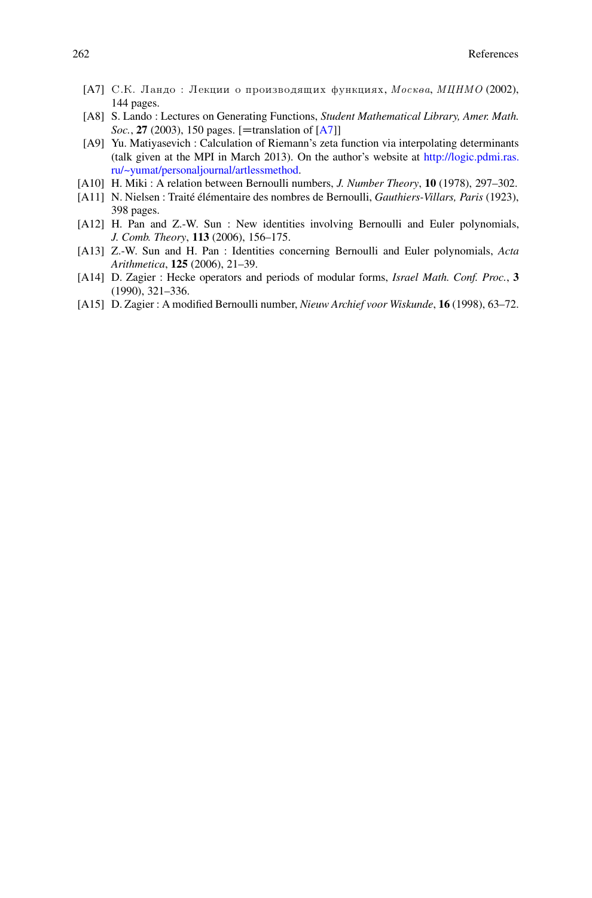[A7] С.К. Ландо : Лекции о производящих функциях, *Москва, МЦНМО* (2002), 144 pages.

[A8] S. Lando : Lectures on Generating Functions, *Student Mathematical Library, Amer. Math. Soc.*, **27** (2003), 150 pages. [=translation of [A7]]

[A9] Yu. Matiyasevich : Calculation of Riemann's zeta function via interpolating determinants (talk given at the MPI in March 2013). On the author's website at http://logic.pdmi.ras.ru/~yumat/personaljournal/artlessmethod.

[A10] H. Miki : A relation between Bernoulli numbers, *J. Number Theory*, **10** (1978), 297–302.

[A11] N. Nielsen : Traité élémentaire des nombres de Bernoulli, *Gauthiers-Villars, Paris* (1923), 398 pages.

[A12] H. Pan and Z.-W. Sun : New identities involving Bernoulli and Euler polynomials, *J. Comb. Theory*, **113** (2006), 156–175.

[A13] Z.-W. Sun and H. Pan : Identities concerning Bernoulli and Euler polynomials, *Acta Arithmetica*, **125** (2006), 21–39.

[A14] D. Zagier : Hecke operators and periods of modular forms, *Israel Math. Conf. Proc.*, **3** (1990), 321–336.

[A15] D. Zagier : A modified Bernoulli number, *Nieuw Archief voor Wiskunde*, **16** (1998), 63–72.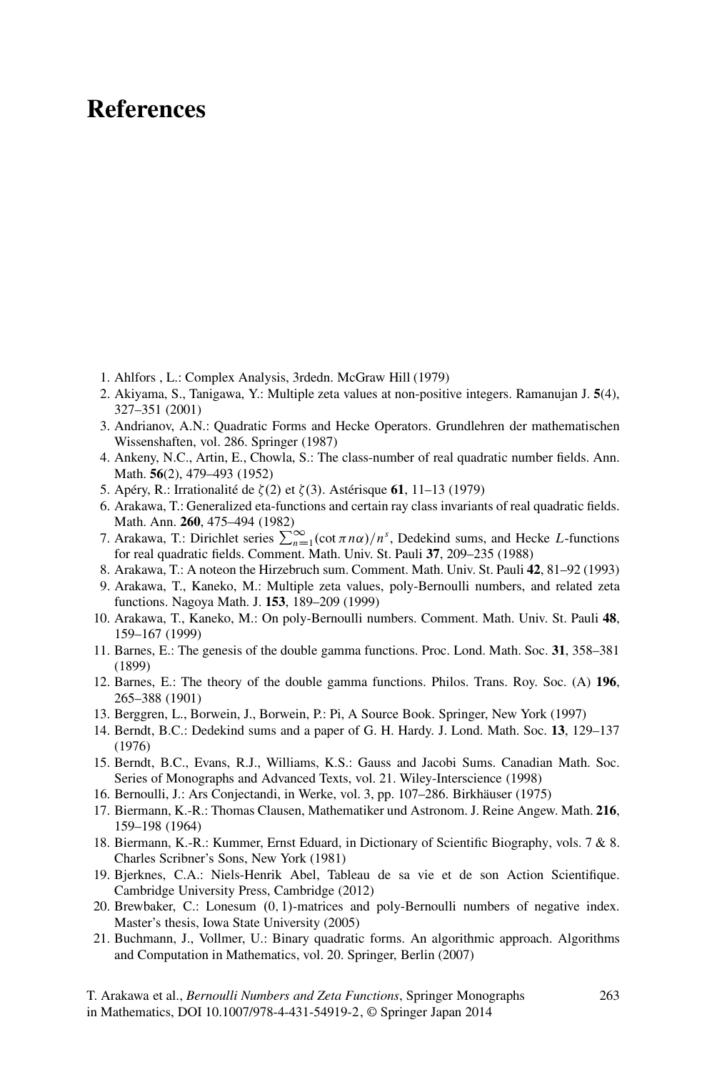# References

1. Ahlfors , L.: Complex Analysis, 3rdedn. McGraw Hill (1979)
2. Akiyama, S., Tanigawa, Y.: Multiple zeta values at non-positive integers. Ramanujan J. **5**(4), 327–351 (2001)
3. Andrianov, A.N.: Quadratic Forms and Hecke Operators. Grundlehren der mathematischen Wissenshaften, vol. 286. Springer (1987)
4. Ankeny, N.C., Artin, E., Chowla, S.: The class-number of real quadratic number fields. Ann. Math. **56**(2), 479–493 (1952)
5. Apéry, R.: Irrationalité de $\zeta(2)$ et $\zeta(3)$. Astérisque **61**, 11–13 (1979)
6. Arakawa, T.: Generalized eta-functions and certain ray class invariants of real quadratic fields. Math. Ann. **260**, 475–494 (1982)
7. Arakawa, T.: Dirichlet series $\sum_{n=1}^{\infty}(\cot \pi n\alpha)/n^s$, Dedekind sums, and Hecke $L$-functions for real quadratic fields. Comment. Math. Univ. St. Pauli **37**, 209–235 (1988)
8. Arakawa, T.: A noteon the Hirzebruch sum. Comment. Math. Univ. St. Pauli **42**, 81–92 (1993)
9. Arakawa, T., Kaneko, M.: Multiple zeta values, poly-Bernoulli numbers, and related zeta functions. Nagoya Math. J. **153**, 189–209 (1999)
10. Arakawa, T., Kaneko, M.: On poly-Bernoulli numbers. Comment. Math. Univ. St. Pauli **48**, 159–167 (1999)
11. Barnes, E.: The genesis of the double gamma functions. Proc. Lond. Math. Soc. **31**, 358–381 (1899)
12. Barnes, E.: The theory of the double gamma functions. Philos. Trans. Roy. Soc. (A) **196**, 265–388 (1901)
13. Berggren, L., Borwein, J., Borwein, P.: Pi, A Source Book. Springer, New York (1997)
14. Berndt, B.C.: Dedekind sums and a paper of G. H. Hardy. J. Lond. Math. Soc. **13**, 129–137 (1976)
15. Berndt, B.C., Evans, R.J., Williams, K.S.: Gauss and Jacobi Sums. Canadian Math. Soc. Series of Monographs and Advanced Texts, vol. 21. Wiley-Interscience (1998)
16. Bernoulli, J.: Ars Conjectandi, in Werke, vol. 3, pp. 107–286. Birkhäuser (1975)
17. Biermann, K.-R.: Thomas Clausen, Mathematiker und Astronom. J. Reine Angew. Math. **216**, 159–198 (1964)
18. Biermann, K.-R.: Kummer, Ernst Eduard, in Dictionary of Scientific Biography, vols. 7 & 8. Charles Scribner's Sons, New York (1981)
19. Bjerknes, C.A.: Niels-Henrik Abel, Tableau de sa vie et de son Action Scientifique. Cambridge University Press, Cambridge (2012)
20. Brewbaker, C.: Lonesum $(0, 1)$-matrices and poly-Bernoulli numbers of negative index. Master's thesis, Iowa State University (2005)
21. Buchmann, J., Vollmer, U.: Binary quadratic forms. An algorithmic approach. Algorithms and Computation in Mathematics, vol. 20. Springer, Berlin (2007)

T. Arakawa et al., *Bernoulli Numbers and Zeta Functions*, Springer Monographs in Mathematics, DOI 10.1007/978-4-431-54919-2, © Springer Japan 2014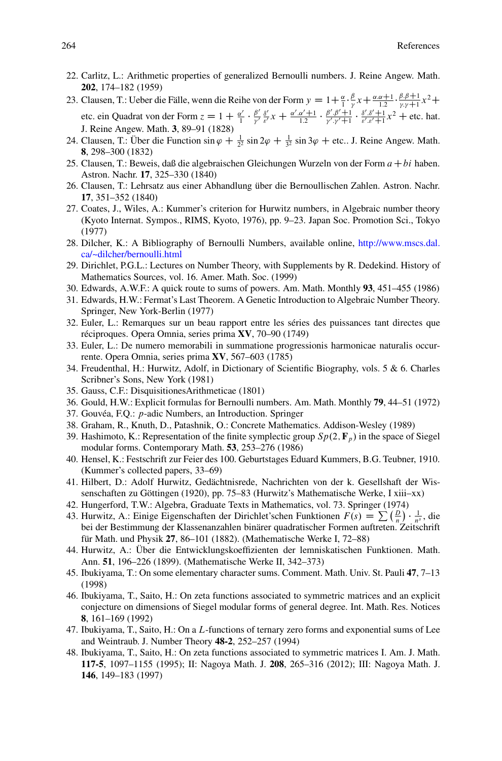22. Carlitz, L.: Arithmetic properties of generalized Bernoulli numbers. J. Reine Angew. Math. **202**, 174–182 (1959)
23. Clausen, T.: Ueber die Fälle, wenn die Reihe von der Form $y = 1 + \frac{\alpha}{1} \cdot \frac{\beta}{\gamma} x + \frac{\alpha.\alpha+1}{1.2} \cdot \frac{\beta.\beta+1}{\gamma.\gamma+1} x^2 +$ etc. ein Quadrat von der Form $z = 1 + \frac{\alpha'}{1} \cdot \frac{\beta'}{\gamma'} \frac{\delta'}{\varepsilon'} x + \frac{\alpha'.\alpha'+1}{1.2} \cdot \frac{\beta'.\beta'+1}{\gamma'.\gamma'+1} \cdot \frac{\delta'.\delta'+1}{\varepsilon'.\varepsilon'+1} x^2 +$ etc. hat. J. Reine Angew. Math. **3**, 89–91 (1828)
24. Clausen, T.: Über die Function $\sin\varphi + \frac{1}{2^2}\sin 2\varphi + \frac{1}{3^2}\sin 3\varphi +$ etc.. J. Reine Angew. Math. **8**, 298–300 (1832)
25. Clausen, T.: Beweis, daß die algebraischen Gleichungen Wurzeln von der Form $a + bi$ haben. Astron. Nachr. **17**, 325–330 (1840)
26. Clausen, T.: Lehrsatz aus einer Abhandlung über die Bernoullischen Zahlen. Astron. Nachr. **17**, 351–352 (1840)
27. Coates, J., Wiles, A.: Kummer's criterion for Hurwitz numbers, in Algebraic number theory (Kyoto Internat. Sympos., RIMS, Kyoto, 1976), pp. 9–23. Japan Soc. Promotion Sci., Tokyo (1977)
28. Dilcher, K.: A Bibliography of Bernoulli Numbers, available online, http://www.mscs.dal.ca/~dilcher/bernoulli.html
29. Dirichlet, P.G.L.: Lectures on Number Theory, with Supplements by R. Dedekind. History of Mathematics Sources, vol. 16. Amer. Math. Soc. (1999)
30. Edwards, A.W.F.: A quick route to sums of powers. Am. Math. Monthly **93**, 451–455 (1986)
31. Edwards, H.W.: Fermat's Last Theorem. A Genetic Introduction to Algebraic Number Theory. Springer, New York-Berlin (1977)
32. Euler, L.: Remarques sur un beau rapport entre les séries des puissances tant directes que réciproques. Opera Omnia, series prima **XV**, 70–90 (1749)
33. Euler, L.: De numero memorabili in summatione progressionis harmonicae naturalis occurrente. Opera Omnia, series prima **XV**, 567–603 (1785)
34. Freudenthal, H.: Hurwitz, Adolf, in Dictionary of Scientific Biography, vols. 5 & 6. Charles Scribner's Sons, New York (1981)
35. Gauss, C.F.: DisquisitionesArithmeticae (1801)
36. Gould, H.W.: Explicit formulas for Bernoulli numbers. Am. Math. Monthly **79**, 44–51 (1972)
37. Gouvéa, F.Q.: $p$-adic Numbers, an Introduction. Springer
38. Graham, R., Knuth, D., Patashnik, O.: Concrete Mathematics. Addison-Wesley (1989)
39. Hashimoto, K.: Representation of the finite symplectic group $Sp(2, \mathbf{F}_p)$ in the space of Siegel modular forms. Contemporary Math. **53**, 253–276 (1986)
40. Hensel, K.: Festschrift zur Feier des 100. Geburtstages Eduard Kummers, B.G. Teubner, 1910. (Kummer's collected papers, 33–69)
41. Hilbert, D.: Adolf Hurwitz, Gedächtnisrede, Nachrichten von der k. Gesellschaft der Wissenschaften zu Göttingen (1920), pp. 75–83 (Hurwitz's Mathematische Werke, I xiii–xx)
42. Hungerford, T.W.: Algebra, Graduate Texts in Mathematics, vol. 73. Springer (1974)
43. Hurwitz, A.: Einige Eigenschaften der Dirichlet'schen Funktionen $F(s) = \sum \left(\frac{D}{n}\right) \cdot \frac{1}{n^s}$, die bei der Bestimmung der Klassenanzahlen binärer quadratischer Formen auftreten. Zeitschrift für Math. und Physik **27**, 86–101 (1882). (Mathematische Werke I, 72–88)
44. Hurwitz, A.: Über die Entwicklungskoeffizienten der lemniskatischen Funktionen. Math. Ann. **51**, 196–226 (1899). (Mathematische Werke II, 342–373)
45. Ibukiyama, T.: On some elementary character sums. Comment. Math. Univ. St. Pauli **47**, 7–13 (1998)
46. Ibukiyama, T., Saito, H.: On zeta functions associated to symmetric matrices and an explicit conjecture on dimensions of Siegel modular forms of general degree. Int. Math. Res. Notices **8**, 161–169 (1992)
47. Ibukiyama, T., Saito, H.: On a $L$-functions of ternary zero forms and exponential sums of Lee and Weintraub. J. Number Theory **48-2**, 252–257 (1994)
48. Ibukiyama, T., Saito, H.: On zeta functions associated to symmetric matrices I. Am. J. Math. **117-5**, 1097–1155 (1995); II: Nagoya Math. J. **208**, 265–316 (2012); III: Nagoya Math. J. **146**, 149–183 (1997)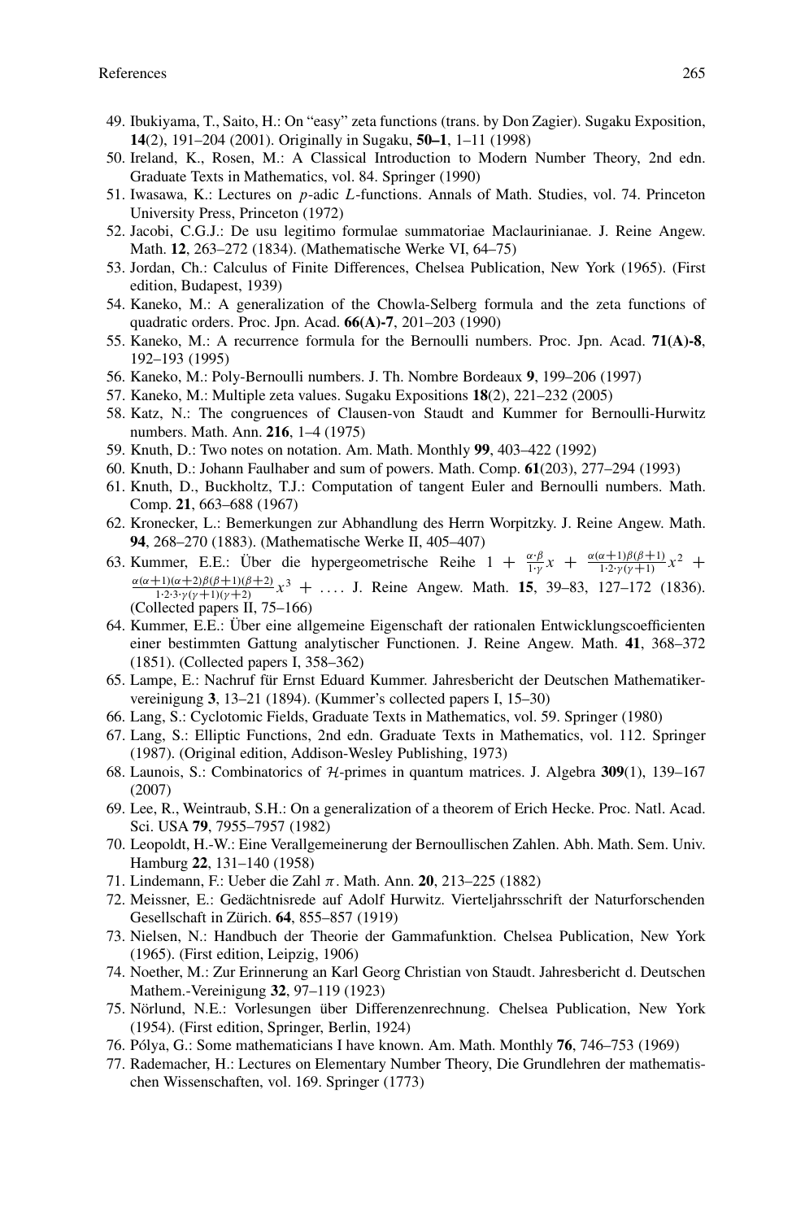49. Ibukiyama, T., Saito, H.: On "easy" zeta functions (trans. by Don Zagier). Sugaku Exposition, **14**(2), 191–204 (2001). Originally in Sugaku, **50–1**, 1–11 (1998)
50. Ireland, K., Rosen, M.: A Classical Introduction to Modern Number Theory, 2nd edn. Graduate Texts in Mathematics, vol. 84. Springer (1990)
51. Iwasawa, K.: Lectures on $p$-adic $L$-functions. Annals of Math. Studies, vol. 74. Princeton University Press, Princeton (1972)
52. Jacobi, C.G.J.: De usu legitimo formulae summatoriae Maclaurinianae. J. Reine Angew. Math. **12**, 263–272 (1834). (Mathematische Werke VI, 64–75)
53. Jordan, Ch.: Calculus of Finite Differences, Chelsea Publication, New York (1965). (First edition, Budapest, 1939)
54. Kaneko, M.: A generalization of the Chowla-Selberg formula and the zeta functions of quadratic orders. Proc. Jpn. Acad. **66(A)-7**, 201–203 (1990)
55. Kaneko, M.: A recurrence formula for the Bernoulli numbers. Proc. Jpn. Acad. **71(A)-8**, 192–193 (1995)
56. Kaneko, M.: Poly-Bernoulli numbers. J. Th. Nombre Bordeaux **9**, 199–206 (1997)
57. Kaneko, M.: Multiple zeta values. Sugaku Expositions **18**(2), 221–232 (2005)
58. Katz, N.: The congruences of Clausen-von Staudt and Kummer for Bernoulli-Hurwitz numbers. Math. Ann. **216**, 1–4 (1975)
59. Knuth, D.: Two notes on notation. Am. Math. Monthly **99**, 403–422 (1992)
60. Knuth, D.: Johann Faulhaber and sum of powers. Math. Comp. **61**(203), 277–294 (1993)
61. Knuth, D., Buckholtz, T.J.: Computation of tangent Euler and Bernoulli numbers. Math. Comp. **21**, 663–688 (1967)
62. Kronecker, L.: Bemerkungen zur Abhandlung des Herrn Worpitzky. J. Reine Angew. Math. **94**, 268–270 (1883). (Mathematische Werke II, 405–407)
63. Kummer, E.E.: Über die hypergeometrische Reihe $1 + \frac{\alpha \cdot \beta}{1 \cdot \gamma} x + \frac{\alpha(\alpha+1)\beta(\beta+1)}{1 \cdot 2 \cdot \gamma(\gamma+1)} x^2 + \frac{\alpha(\alpha+1)(\alpha+2)\beta(\beta+1)(\beta+2)}{1 \cdot 2 \cdot 3 \cdot \gamma(\gamma+1)(\gamma+2)} x^3 + \dots$. J. Reine Angew. Math. **15**, 39–83, 127–172 (1836). (Collected papers II, 75–166)
64. Kummer, E.E.: Über eine allgemeine Eigenschaft der rationalen Entwicklungscoefficienten einer bestimmten Gattung analytischer Functionen. J. Reine Angew. Math. **41**, 368–372 (1851). (Collected papers I, 358–362)
65. Lampe, E.: Nachruf für Ernst Eduard Kummer. Jahresbericht der Deutschen Mathematiker-vereinigung **3**, 13–21 (1894). (Kummer's collected papers I, 15–30)
66. Lang, S.: Cyclotomic Fields, Graduate Texts in Mathematics, vol. 59. Springer (1980)
67. Lang, S.: Elliptic Functions, 2nd edn. Graduate Texts in Mathematics, vol. 112. Springer (1987). (Original edition, Addison-Wesley Publishing, 1973)
68. Launois, S.: Combinatorics of $\mathcal{H}$-primes in quantum matrices. J. Algebra **309**(1), 139–167 (2007)
69. Lee, R., Weintraub, S.H.: On a generalization of a theorem of Erich Hecke. Proc. Natl. Acad. Sci. USA **79**, 7955–7957 (1982)
70. Leopoldt, H.-W.: Eine Verallgemeinerung der Bernoullischen Zahlen. Abh. Math. Sem. Univ. Hamburg **22**, 131–140 (1958)
71. Lindemann, F.: Ueber die Zahl $\pi$. Math. Ann. **20**, 213–225 (1882)
72. Meissner, E.: Gedächtnisrede auf Adolf Hurwitz. Vierteljahrsschrift der Naturforschenden Gesellschaft in Zürich. **64**, 855–857 (1919)
73. Nielsen, N.: Handbuch der Theorie der Gammafunktion. Chelsea Publication, New York (1965). (First edition, Leipzig, 1906)
74. Noether, M.: Zur Erinnerung an Karl Georg Christian von Staudt. Jahresbericht d. Deutschen Mathem.-Vereinigung **32**, 97–119 (1923)
75. Nörlund, N.E.: Vorlesungen über Differenzenrechnung. Chelsea Publication, New York (1954). (First edition, Springer, Berlin, 1924)
76. Pólya, G.: Some mathematicians I have known. Am. Math. Monthly **76**, 746–753 (1969)
77. Rademacher, H.: Lectures on Elementary Number Theory, Die Grundlehren der mathematischen Wissenschaften, vol. 169. Springer (1773)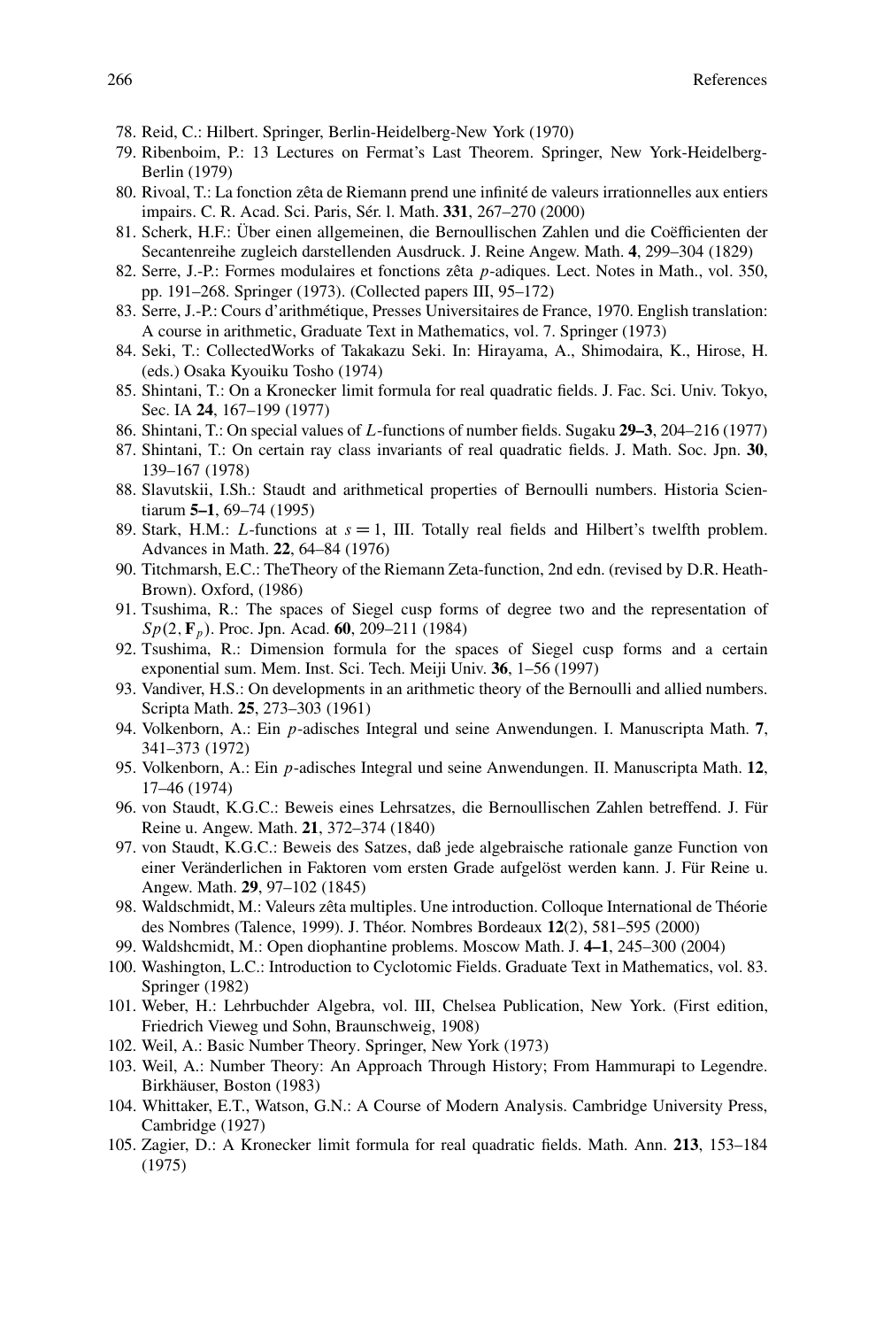78. Reid, C.: Hilbert. Springer, Berlin-Heidelberg-New York (1970)
79. Ribenboim, P.: 13 Lectures on Fermat's Last Theorem. Springer, New York-Heidelberg-Berlin (1979)
80. Rivoal, T.: La fonction zêta de Riemann prend une infinité de valeurs irrationnelles aux entiers impairs. C. R. Acad. Sci. Paris, Sér. I. Math. **331**, 267–270 (2000)
81. Scherk, H.F.: Über einen allgemeinen, die Bernoullischen Zahlen und die Coëfficienten der Secantenreihe zugleich darstellenden Ausdruck. J. Reine Angew. Math. **4**, 299–304 (1829)
82. Serre, J.-P.: Formes modulaires et fonctions zêta $p$-adiques. Lect. Notes in Math., vol. 350, pp. 191–268. Springer (1973). (Collected papers III, 95–172)
83. Serre, J.-P.: Cours d'arithmétique, Presses Universitaires de France, 1970. English translation: A course in arithmetic, Graduate Text in Mathematics, vol. 7. Springer (1973)
84. Seki, T.: CollectedWorks of Takakazu Seki. In: Hirayama, A., Shimodaira, K., Hirose, H. (eds.) Osaka Kyouiku Tosho (1974)
85. Shintani, T.: On a Kronecker limit formula for real quadratic fields. J. Fac. Sci. Univ. Tokyo, Sec. IA **24**, 167–199 (1977)
86. Shintani, T.: On special values of $L$-functions of number fields. Sugaku **29–3**, 204–216 (1977)
87. Shintani, T.: On certain ray class invariants of real quadratic fields. J. Math. Soc. Jpn. **30**, 139–167 (1978)
88. Slavutskii, I.Sh.: Staudt and arithmetical properties of Bernoulli numbers. Historia Scientiarum **5–1**, 69–74 (1995)
89. Stark, H.M.: $L$-functions at $s = 1$, III. Totally real fields and Hilbert's twelfth problem. Advances in Math. **22**, 64–84 (1976)
90. Titchmarsh, E.C.: TheTheory of the Riemann Zeta-function, 2nd edn. (revised by D.R. Heath-Brown). Oxford, (1986)
91. Tsushima, R.: The spaces of Siegel cusp forms of degree two and the representation of $Sp(2, \mathbf{F}_p)$. Proc. Jpn. Acad. **60**, 209–211 (1984)
92. Tsushima, R.: Dimension formula for the spaces of Siegel cusp forms and a certain exponential sum. Mem. Inst. Sci. Tech. Meiji Univ. **36**, 1–56 (1997)
93. Vandiver, H.S.: On developments in an arithmetic theory of the Bernoulli and allied numbers. Scripta Math. **25**, 273–303 (1961)
94. Volkenborn, A.: Ein $p$-adisches Integral und seine Anwendungen. I. Manuscripta Math. **7**, 341–373 (1972)
95. Volkenborn, A.: Ein $p$-adisches Integral und seine Anwendungen. II. Manuscripta Math. **12**, 17–46 (1974)
96. von Staudt, K.G.C.: Beweis eines Lehrsatzes, die Bernoullischen Zahlen betreffend. J. Für Reine u. Angew. Math. **21**, 372–374 (1840)
97. von Staudt, K.G.C.: Beweis des Satzes, daß jede algebraische rationale ganze Function von einer Veränderlichen in Faktoren vom ersten Grade aufgelöst werden kann. J. Für Reine u. Angew. Math. **29**, 97–102 (1845)
98. Waldschmidt, M.: Valeurs zêta multiples. Une introduction. Colloque International de Théorie des Nombres (Talence, 1999). J. Théor. Nombres Bordeaux **12**(2), 581–595 (2000)
99. Waldshcmidt, M.: Open diophantine problems. Moscow Math. J. **4–1**, 245–300 (2004)
100. Washington, L.C.: Introduction to Cyclotomic Fields. Graduate Text in Mathematics, vol. 83. Springer (1982)
101. Weber, H.: Lehrbuchder Algebra, vol. III, Chelsea Publication, New York. (First edition, Friedrich Vieweg und Sohn, Braunschweig, 1908)
102. Weil, A.: Basic Number Theory. Springer, New York (1973)
103. Weil, A.: Number Theory: An Approach Through History; From Hammurapi to Legendre. Birkhäuser, Boston (1983)
104. Whittaker, E.T., Watson, G.N.: A Course of Modern Analysis. Cambridge University Press, Cambridge (1927)
105. Zagier, D.: A Kronecker limit formula for real quadratic fields. Math. Ann. **213**, 153–184 (1975)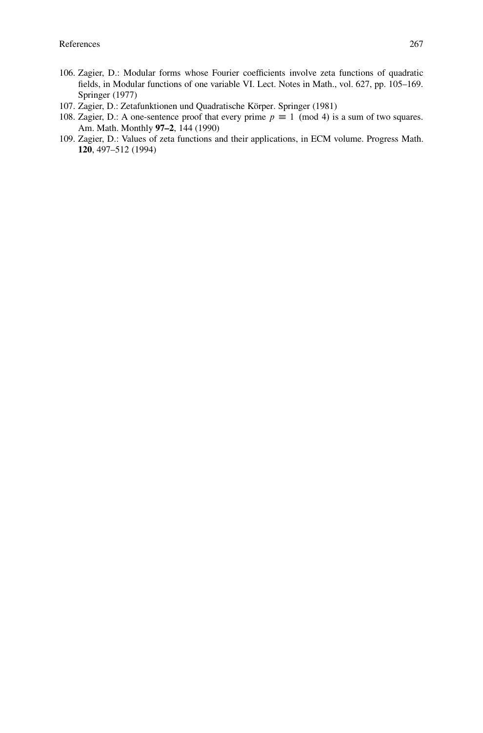106. Zagier, D.: Modular forms whose Fourier coefficients involve zeta functions of quadratic fields, in Modular functions of one variable VI. Lect. Notes in Math., vol. 627, pp. 105–169. Springer (1977)
107. Zagier, D.: Zetafunktionen und Quadratische Körper. Springer (1981)
108. Zagier, D.: A one-sentence proof that every prime $p \equiv 1 \pmod 4$ is a sum of two squares. Am. Math. Monthly **97–2**, 144 (1990)
109. Zagier, D.: Values of zeta functions and their applications, in ECM volume. Progress Math. **120**, 497–512 (1994)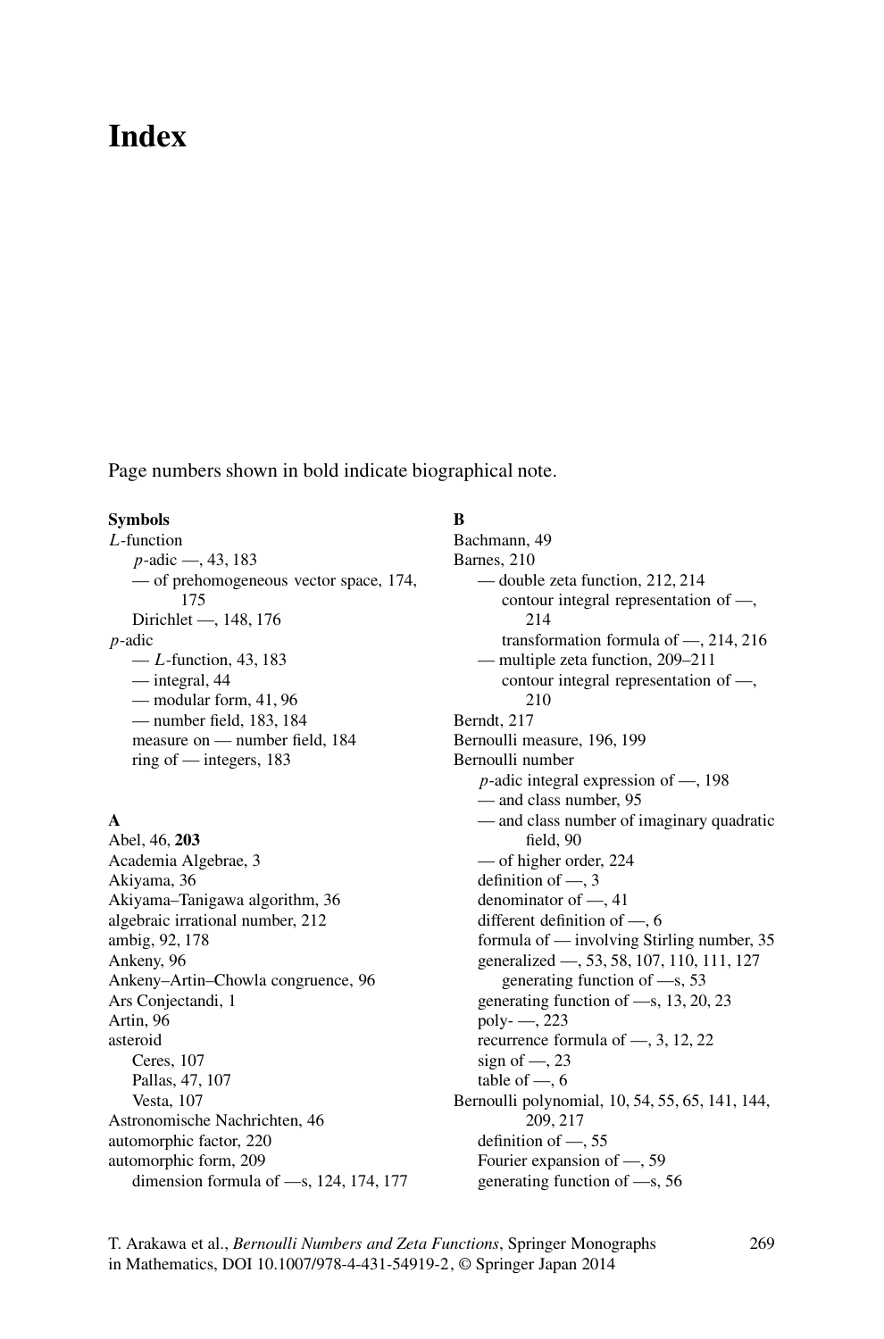# Index

Page numbers shown in bold indicate biographical note.

**Symbols**

$L$-function
- $p$-adic —, 43, 183
- — of prehomogeneous vector space, 174, 175
- Dirichlet —, 148, 176

$p$-adic
- — $L$-function, 43, 183
- — integral, 44
- — modular form, 41, 96
- — number field, 183, 184
- measure on — number field, 184
- ring of — integers, 183

**A**

Abel, 46, **203**
Academia Algebrae, 3
Akiyama, 36
Akiyama–Tanigawa algorithm, 36
algebraic irrational number, 212
ambig, 92, 178
Ankeny, 96
Ankeny–Artin–Chowla congruence, 96
Ars Conjectandi, 1
Artin, 96
asteroid
- Ceres, 107
- Pallas, 47, 107
- Vesta, 107

Astronomische Nachrichten, 46
automorphic factor, 220
automorphic form, 209
- dimension formula of —s, 124, 174, 177

**B**

Bachmann, 49
Barnes, 210
- — double zeta function, 212, 214
  - contour integral representation of —, 214
  - transformation formula of —, 214, 216
- — multiple zeta function, 209–211
  - contour integral representation of —, 210

Berndt, 217
Bernoulli measure, 196, 199
Bernoulli number
- $p$-adic integral expression of —, 198
- — and class number, 95
- — and class number of imaginary quadratic field, 90
- — of higher order, 224
- definition of —, 3
- denominator of —, 41
- different definition of —, 6
- formula of — involving Stirling number, 35
- generalized —, 53, 58, 107, 110, 111, 127
  - generating function of —s, 53
- generating function of —s, 13, 20, 23
- poly- —, 223
- recurrence formula of —, 3, 12, 22
- sign of —, 23
- table of —, 6

Bernoulli polynomial, 10, 54, 55, 65, 141, 144, 209, 217
- definition of —, 55
- Fourier expansion of —, 59
- generating function of —s, 56

T. Arakawa et al., *Bernoulli Numbers and Zeta Functions*, Springer Monographs in Mathematics, DOI 10.1007/978-4-431-54919-2, © Springer Japan 2014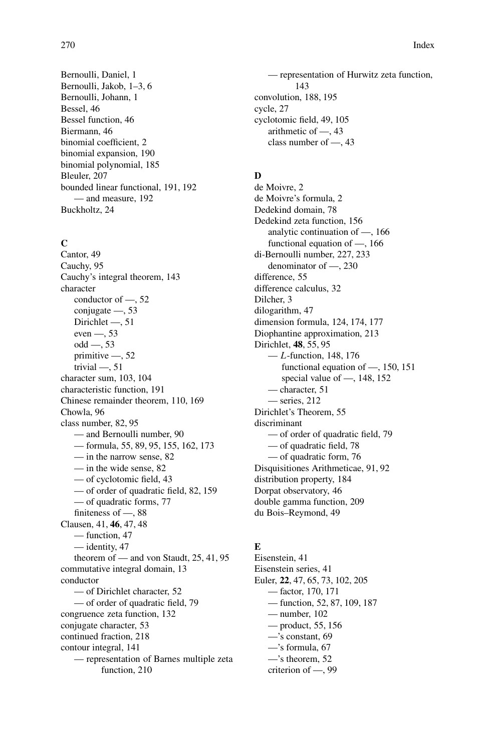Bernoulli, Daniel, 1
Bernoulli, Jakob, 1–3, 6
Bernoulli, Johann, 1
Bessel, 46
Bessel function, 46
Biermann, 46
binomial coefficient, 2
binomial expansion, 190
binomial polynomial, 185
Bleuler, 207
bounded linear functional, 191, 192
  — and measure, 192
Buckholtz, 24

**C**

Cantor, 49
Cauchy, 95
Cauchy's integral theorem, 143
character
  conductor of —, 52
  conjugate —, 53
  Dirichlet —, 51
  even —, 53
  odd —, 53
  primitive —, 52
  trivial —, 51
character sum, 103, 104
characteristic function, 191
Chinese remainder theorem, 110, 169
Chowla, 96
class number, 82, 95
  — and Bernoulli number, 90
  — formula, 55, 89, 95, 155, 162, 173
  — in the narrow sense, 82
  — in the wide sense, 82
  — of cyclotomic field, 43
  — of order of quadratic field, 82, 159
  — of quadratic forms, 77
  finiteness of —, 88
Clausen, 41, **46**, 47, 48
  — function, 47
  — identity, 47
  theorem of — and von Staudt, 25, 41, 95
commutative integral domain, 13
conductor
  — of Dirichlet character, 52
  — of order of quadratic field, 79
congruence zeta function, 132
conjugate character, 53
continued fraction, 218
contour integral, 141
  — representation of Barnes multiple zeta function, 210
  — representation of Hurwitz zeta function, 143
convolution, 188, 195
cycle, 27
cyclotomic field, 49, 105
  arithmetic of —, 43
  class number of —, 43

**D**

de Moivre, 2
de Moivre's formula, 2
Dedekind domain, 78
Dedekind zeta function, 156
  analytic continuation of —, 166
  functional equation of —, 166
di-Bernoulli number, 227, 233
  denominator of —, 230
difference, 55
difference calculus, 32
Dilcher, 3
dilogarithm, 47
dimension formula, 124, 174, 177
Diophantine approximation, 213
Dirichlet, **48**, 55, 95
  — $L$-function, 148, 176
    functional equation of —, 150, 151
    special value of —, 148, 152
  — character, 51
  — series, 212
Dirichlet's Theorem, 55
discriminant
  — of order of quadratic field, 79
  — of quadratic field, 78
  — of quadratic form, 76
Disquisitiones Arithmeticae, 91, 92
distribution property, 184
Dorpat observatory, 46
double gamma function, 209
du Bois–Reymond, 49

**E**

Eisenstein, 41
Eisenstein series, 41
Euler, **22**, 47, 65, 73, 102, 205
  — factor, 170, 171
  — function, 52, 87, 109, 187
  — number, 102
  — product, 55, 156
  —'s constant, 69
  —'s formula, 67
  —'s theorem, 52
  criterion of —, 99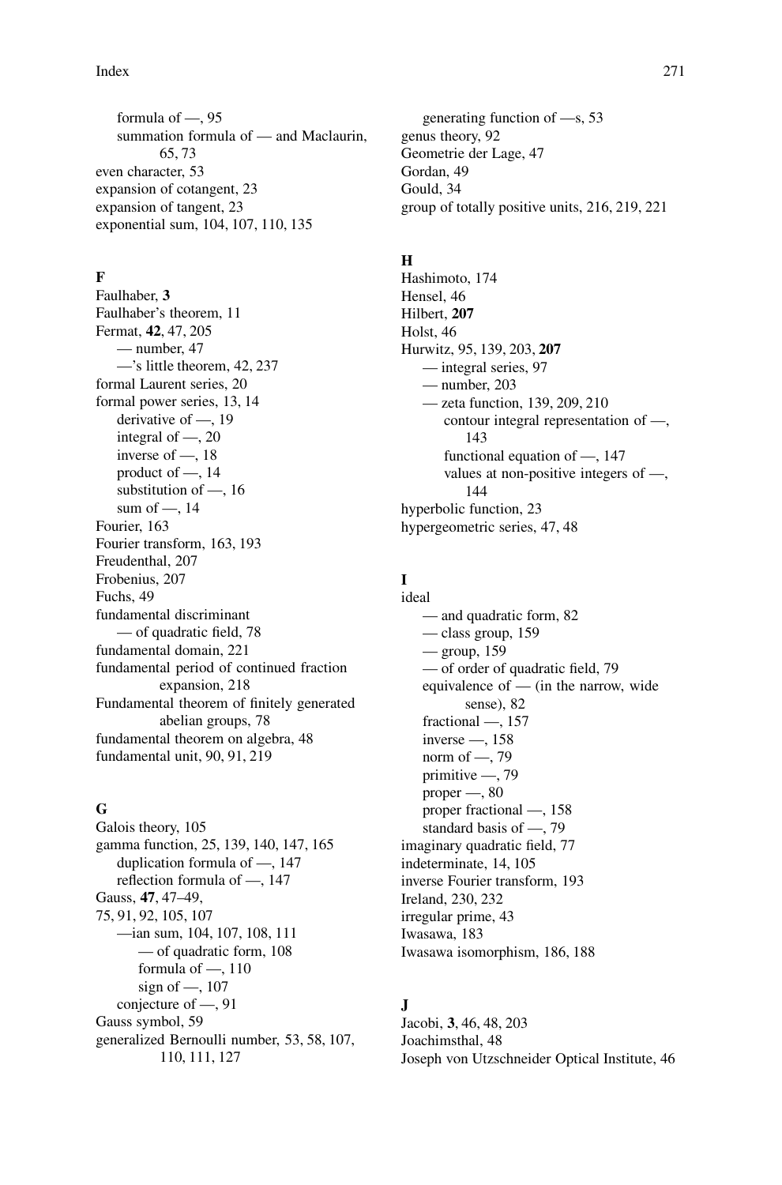formula of —, 95
summation formula of — and Maclaurin, 65, 73
even character, 53
expansion of cotangent, 23
expansion of tangent, 23
exponential sum, 104, 107, 110, 135

**F**

Faulhaber, **3**
Faulhaber's theorem, 11
Fermat, **42**, 47, 205
— number, 47
—'s little theorem, 42, 237
formal Laurent series, 20
formal power series, 13, 14
derivative of —, 19
integral of —, 20
inverse of —, 18
product of —, 14
substitution of —, 16
sum of —, 14
Fourier, 163
Fourier transform, 163, 193
Freudenthal, 207
Frobenius, 207
Fuchs, 49
fundamental discriminant
— of quadratic field, 78
fundamental domain, 221
fundamental period of continued fraction expansion, 218
Fundamental theorem of finitely generated abelian groups, 78
fundamental theorem on algebra, 48
fundamental unit, 90, 91, 219

**G**

Galois theory, 105
gamma function, 25, 139, 140, 147, 165
duplication formula of —, 147
reflection formula of —, 147
Gauss, **47**, 47–49, 75, 91, 92, 105, 107
—ian sum, 104, 107, 108, 111
— of quadratic form, 108
formula of —, 110
sign of —, 107
conjecture of —, 91
Gauss symbol, 59
generalized Bernoulli number, 53, 58, 107, 110, 111, 127
generating function of —s, 53
genus theory, 92
Geometrie der Lage, 47
Gordan, 49
Gould, 34
group of totally positive units, 216, 219, 221

**H**

Hashimoto, 174
Hensel, 46
Hilbert, **207**
Holst, 46
Hurwitz, 95, 139, 203, **207**
— integral series, 97
— number, 203
— zeta function, 139, 209, 210
contour integral representation of —, 143
functional equation of —, 147
values at non-positive integers of —, 144
hyperbolic function, 23
hypergeometric series, 47, 48

**I**

ideal
— and quadratic form, 82
— class group, 159
— group, 159
— of order of quadratic field, 79
equivalence of — (in the narrow, wide sense), 82
fractional —, 157
inverse —, 158
norm of —, 79
primitive —, 79
proper —, 80
proper fractional —, 158
standard basis of —, 79
imaginary quadratic field, 77
indeterminate, 14, 105
inverse Fourier transform, 193
Ireland, 230, 232
irregular prime, 43
Iwasawa, 183
Iwasawa isomorphism, 186, 188

**J**

Jacobi, **3**, 46, 48, 203
Joachimsthal, 48
Joseph von Utzschneider Optical Institute, 46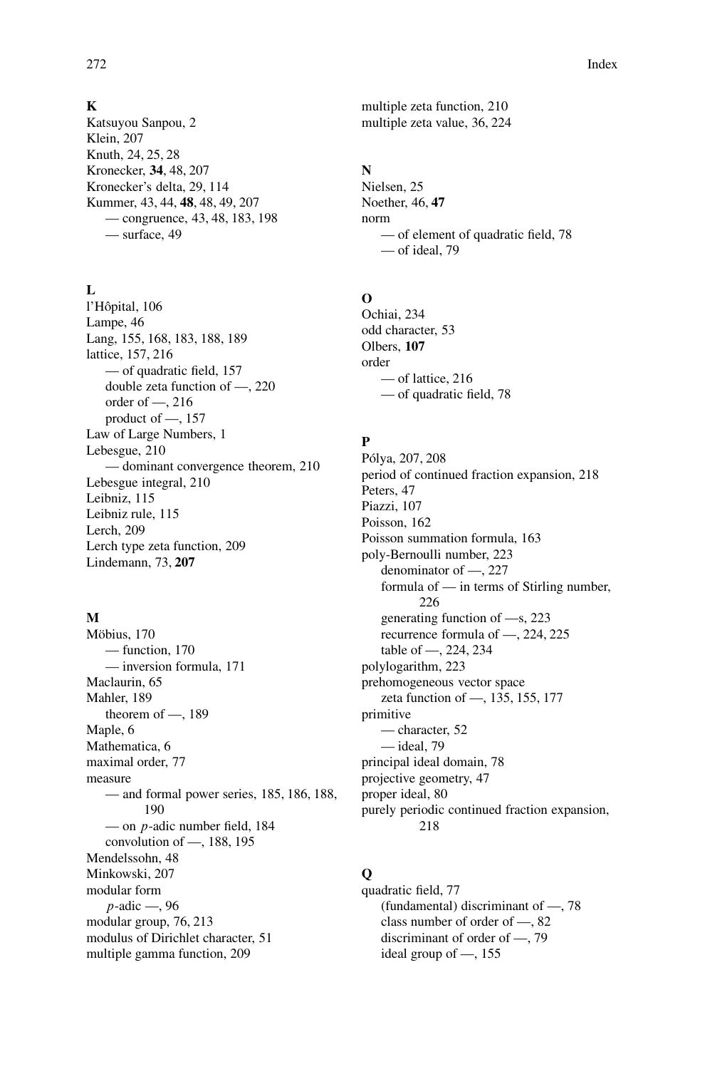## K

Katsuyou Sanpou, 2
Klein, 207
Knuth, 24, 25, 28
Kronecker, **34**, 48, 207
Kronecker's delta, 29, 114
Kummer, 43, 44, **48**, 48, 49, 207
  — congruence, 43, 48, 183, 198
  — surface, 49

## L

l'Hôpital, 106
Lampe, 46
Lang, 155, 168, 183, 188, 189
lattice, 157, 216
  — of quadratic field, 157
  double zeta function of —, 220
  order of —, 216
  product of —, 157
Law of Large Numbers, 1
Lebesgue, 210
  — dominant convergence theorem, 210
Lebesgue integral, 210
Leibniz, 115
Leibniz rule, 115
Lerch, 209
Lerch type zeta function, 209
Lindemann, 73, **207**

## M

Möbius, 170
  — function, 170
  — inversion formula, 171
Maclaurin, 65
Mahler, 189
  theorem of —, 189
Maple, 6
Mathematica, 6
maximal order, 77
measure
  — and formal power series, 185, 186, 188, 190
  — on $p$-adic number field, 184
  convolution of —, 188, 195
Mendelssohn, 48
Minkowski, 207
modular form
  $p$-adic —, 96
modular group, 76, 213
modulus of Dirichlet character, 51
multiple gamma function, 209
multiple zeta function, 210
multiple zeta value, 36, 224

## N

Nielsen, 25
Noether, 46, **47**
norm
  — of element of quadratic field, 78
  — of ideal, 79

## O

Ochiai, 234
odd character, 53
Olbers, **107**
order
  — of lattice, 216
  — of quadratic field, 78

## P

Pólya, 207, 208
period of continued fraction expansion, 218
Peters, 47
Piazzi, 107
Poisson, 162
Poisson summation formula, 163
poly-Bernoulli number, 223
  denominator of —, 227
  formula of — in terms of Stirling number, 226
  generating function of —s, 223
  recurrence formula of —, 224, 225
  table of —, 224, 234
polylogarithm, 223
prehomogeneous vector space
  zeta function of —, 135, 155, 177
primitive
  — character, 52
  — ideal, 79
principal ideal domain, 78
projective geometry, 47
proper ideal, 80
purely periodic continued fraction expansion, 218

## Q

quadratic field, 77
  (fundamental) discriminant of —, 78
  class number of order of —, 82
  discriminant of order of —, 79
  ideal group of —, 155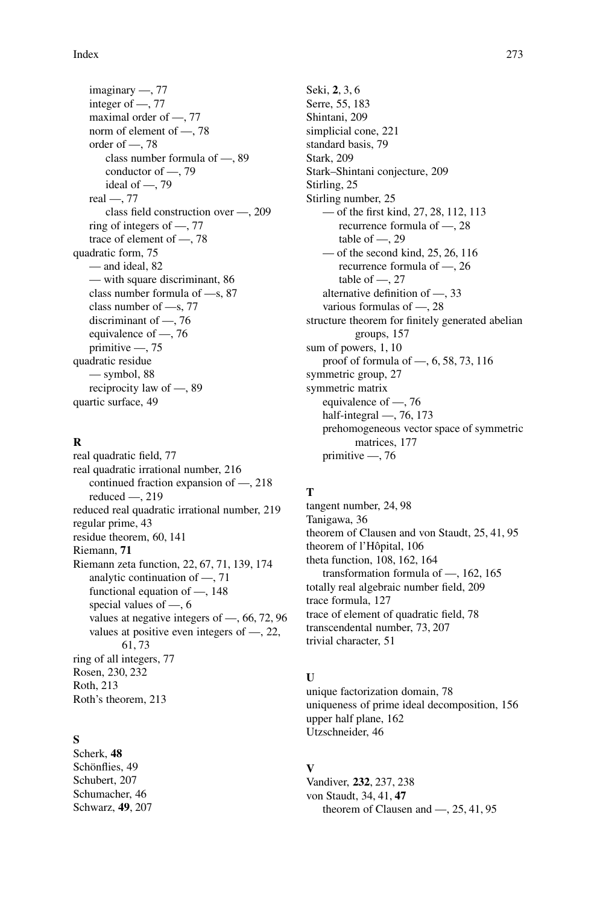imaginary —, 77
integer of —, 77
maximal order of —, 77
norm of element of —, 78
order of —, 78
class number formula of —, 89
conductor of —, 79
ideal of —, 79
real —, 77
class field construction over —, 209
ring of integers of —, 77
trace of element of —, 78

quadratic form, 75
— and ideal, 82
— with square discriminant, 86
class number formula of —s, 87
class number of —s, 77
discriminant of —, 76
equivalence of —, 76
primitive —, 75

quadratic residue
— symbol, 88
reciprocity law of —, 89

quartic surface, 49

**R**

real quadratic field, 77
real quadratic irrational number, 216
continued fraction expansion of —, 218
reduced —, 219
reduced real quadratic irrational number, 219
regular prime, 43
residue theorem, 60, 141
Riemann, **71**
Riemann zeta function, 22, 67, 71, 139, 174
analytic continuation of —, 71
functional equation of —, 148
special values of —, 6
values at negative integers of —, 66, 72, 96
values at positive even integers of —, 22, 61, 73
ring of all integers, 77
Rosen, 230, 232
Roth, 213
Roth's theorem, 213

**S**

Scherk, **48**
Schönflies, 49
Schubert, 207
Schumacher, 46
Schwarz, **49**, 207
Seki, **2**, 3, 6
Serre, 55, 183
Shintani, 209
simplicial cone, 221
standard basis, 79
Stark, 209
Stark–Shintani conjecture, 209
Stirling, 25
Stirling number, 25
— of the first kind, 27, 28, 112, 113
recurrence formula of —, 28
table of —, 29
— of the second kind, 25, 26, 116
recurrence formula of —, 26
table of —, 27
alternative definition of —, 33
various formulas of —, 28
structure theorem for finitely generated abelian groups, 157
sum of powers, 1, 10
proof of formula of —, 6, 58, 73, 116
symmetric group, 27
symmetric matrix
equivalence of —, 76
half-integral —, 76, 173
prehomogeneous vector space of symmetric matrices, 177
primitive —, 76

**T**

tangent number, 24, 98
Tanigawa, 36
theorem of Clausen and von Staudt, 25, 41, 95
theorem of l'Hôpital, 106
theta function, 108, 162, 164
transformation formula of —, 162, 165
totally real algebraic number field, 209
trace formula, 127
trace of element of quadratic field, 78
transcendental number, 73, 207
trivial character, 51

**U**

unique factorization domain, 78
uniqueness of prime ideal decomposition, 156
upper half plane, 162
Utzschneider, 46

**V**

Vandiver, **232**, 237, 238
von Staudt, 34, 41, **47**
theorem of Clausen and —, 25, 41, 95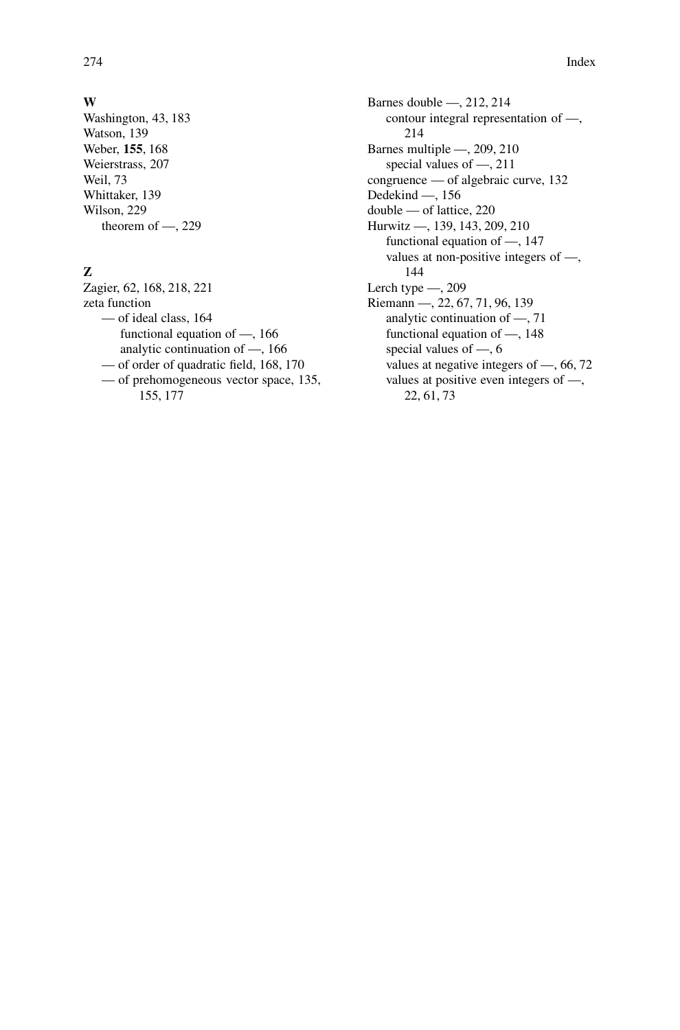**W**

Washington, 43, 183
Watson, 139
Weber, **155**, 168
Weierstrass, 207
Weil, 73
Whittaker, 139
Wilson, 229
  theorem of —, 229

**Z**

Zagier, 62, 168, 218, 221
zeta function
  — of ideal class, 164
    functional equation of —, 166
    analytic continuation of —, 166
  — of order of quadratic field, 168, 170
  — of prehomogeneous vector space, 135, 155, 177
Barnes double —, 212, 214
  contour integral representation of —, 214
Barnes multiple —, 209, 210
  special values of —, 211
congruence — of algebraic curve, 132
Dedekind —, 156
double — of lattice, 220
Hurwitz —, 139, 143, 209, 210
  functional equation of —, 147
  values at non-positive integers of —, 144
Lerch type —, 209
Riemann —, 22, 67, 71, 96, 139
  analytic continuation of —, 71
  functional equation of —, 148
  special values of —, 6
  values at negative integers of —, 66, 72
  values at positive even integers of —, 22, 61, 73